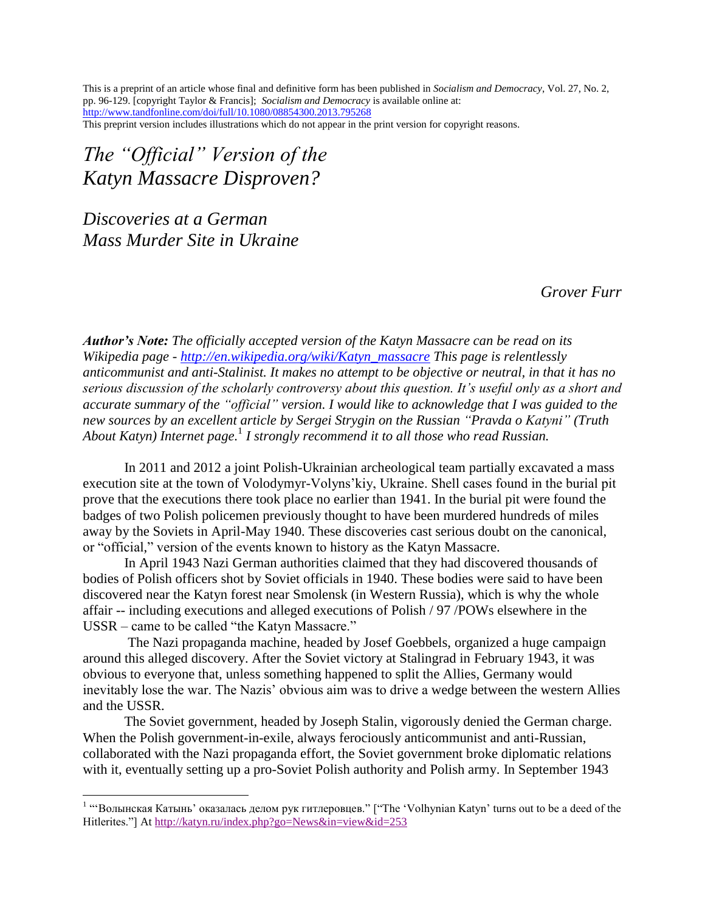This is a preprint of an article whose final and definitive form has been published in *Socialism and Democracy*, Vol. 27, No. 2, pp. 96-129. [copyright Taylor & Francis]; *Socialism and Democracy* is available online at: http://www.tandfonline.com/doi/full/10.1080/08854300.2013.795268
This preprint version includes illustrations which do not appear in the print version for copyright reasons.

# *The "Official" Version of the Katyn Massacre Disproven?*

## *Discoveries at a German Mass Murder Site in Ukraine*

*Grover Furr*

***Author's Note:** The officially accepted version of the Katyn Massacre can be read on its Wikipedia page - http://en.wikipedia.org/wiki/Katyn_massacre This page is relentlessly anticommunist and anti-Stalinist. It makes no attempt to be objective or neutral, in that it has no serious discussion of the scholarly controversy about this question. It's useful only as a short and accurate summary of the "official" version. I would like to acknowledge that I was guided to the new sources by an excellent article by Sergei Strygin on the Russian "Pravda o Katyni" (Truth About Katyn) Internet page.[1] I strongly recommend it to all those who read Russian.*

In 2011 and 2012 a joint Polish-Ukrainian archeological team partially excavated a mass execution site at the town of Volodymyr-Volyns'kiy, Ukraine. Shell cases found in the burial pit prove that the executions there took place no earlier than 1941. In the burial pit were found the badges of two Polish policemen previously thought to have been murdered hundreds of miles away by the Soviets in April-May 1940. These discoveries cast serious doubt on the canonical, or "official," version of the events known to history as the Katyn Massacre.

In April 1943 Nazi German authorities claimed that they had discovered thousands of bodies of Polish officers shot by Soviet officials in 1940. These bodies were said to have been discovered near the Katyn forest near Smolensk (in Western Russia), which is why the whole affair -- including executions and alleged executions of Polish / 97 /POWs elsewhere in the USSR – came to be called "the Katyn Massacre."

The Nazi propaganda machine, headed by Josef Goebbels, organized a huge campaign around this alleged discovery. After the Soviet victory at Stalingrad in February 1943, it was obvious to everyone that, unless something happened to split the Allies, Germany would inevitably lose the war. The Nazis' obvious aim was to drive a wedge between the western Allies and the USSR.

The Soviet government, headed by Joseph Stalin, vigorously denied the German charge. When the Polish government-in-exile, always ferociously anticommunist and anti-Russian, collaborated with the Nazi propaganda effort, the Soviet government broke diplomatic relations with it, eventually setting up a pro-Soviet Polish authority and Polish army. In September 1943

---

[1] "'Волынская Катынь' оказалась делом рук гитлеровцев." ["The 'Volhynian Katyn' turns out to be a deed of the Hitlerites."] At http://katyn.ru/index.php?go=News&in=view&id=253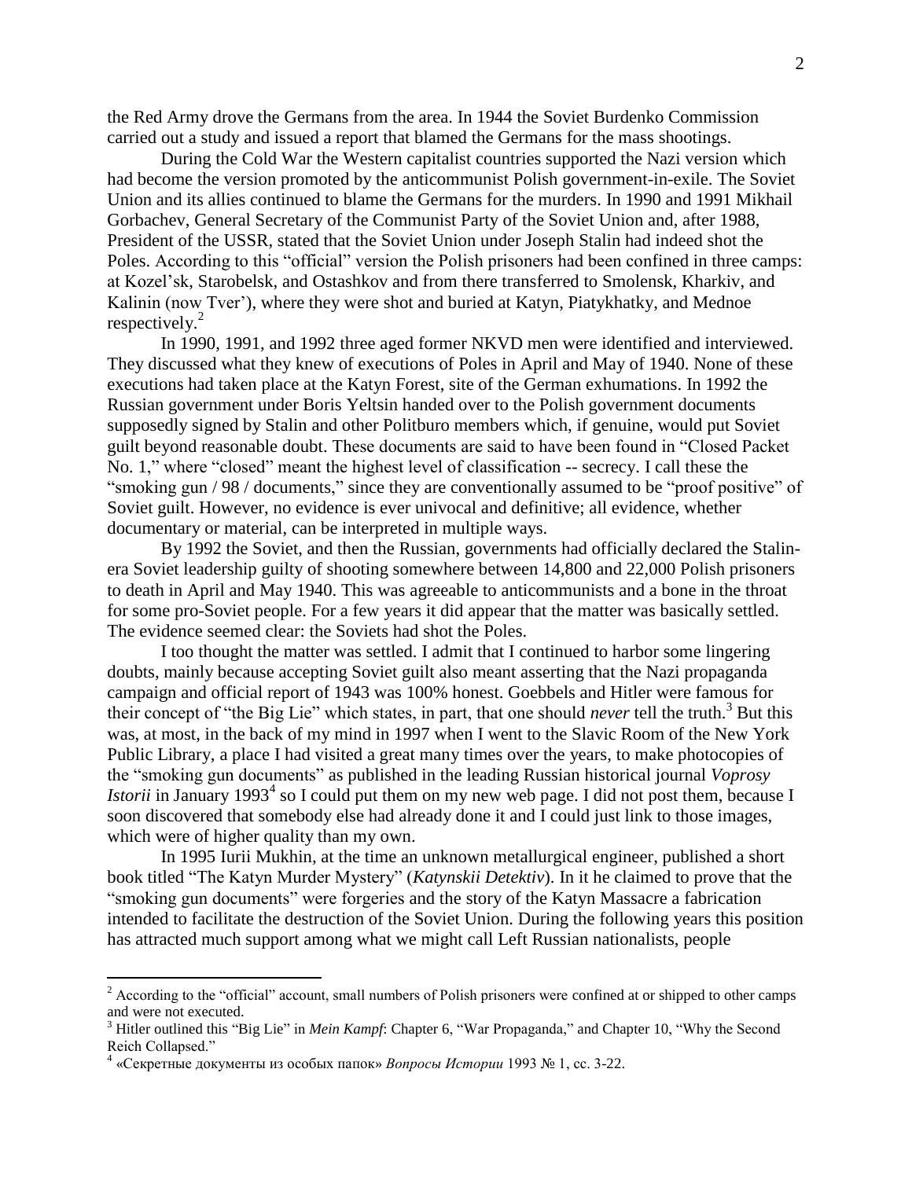the Red Army drove the Germans from the area. In 1944 the Soviet Burdenko Commission carried out a study and issued a report that blamed the Germans for the mass shootings.

During the Cold War the Western capitalist countries supported the Nazi version which had become the version promoted by the anticommunist Polish government-in-exile. The Soviet Union and its allies continued to blame the Germans for the murders. In 1990 and 1991 Mikhail Gorbachev, General Secretary of the Communist Party of the Soviet Union and, after 1988, President of the USSR, stated that the Soviet Union under Joseph Stalin had indeed shot the Poles. According to this "official" version the Polish prisoners had been confined in three camps: at Kozel'sk, Starobelsk, and Ostashkov and from there transferred to Smolensk, Kharkiv, and Kalinin (now Tver'), where they were shot and buried at Katyn, Piatykhatky, and Mednoe respectively.[2]

In 1990, 1991, and 1992 three aged former NKVD men were identified and interviewed. They discussed what they knew of executions of Poles in April and May of 1940. None of these executions had taken place at the Katyn Forest, site of the German exhumations. In 1992 the Russian government under Boris Yeltsin handed over to the Polish government documents supposedly signed by Stalin and other Politburo members which, if genuine, would put Soviet guilt beyond reasonable doubt. These documents are said to have been found in "Closed Packet No. 1," where "closed" meant the highest level of classification -- secrecy. I call these the "smoking gun / 98 / documents," since they are conventionally assumed to be "proof positive" of Soviet guilt. However, no evidence is ever univocal and definitive; all evidence, whether documentary or material, can be interpreted in multiple ways.

By 1992 the Soviet, and then the Russian, governments had officially declared the Stalin-era Soviet leadership guilty of shooting somewhere between 14,800 and 22,000 Polish prisoners to death in April and May 1940. This was agreeable to anticommunists and a bone in the throat for some pro-Soviet people. For a few years it did appear that the matter was basically settled. The evidence seemed clear: the Soviets had shot the Poles.

I too thought the matter was settled. I admit that I continued to harbor some lingering doubts, mainly because accepting Soviet guilt also meant asserting that the Nazi propaganda campaign and official report of 1943 was 100% honest. Goebbels and Hitler were famous for their concept of "the Big Lie" which states, in part, that one should *never* tell the truth.[3] But this was, at most, in the back of my mind in 1997 when I went to the Slavic Room of the New York Public Library, a place I had visited a great many times over the years, to make photocopies of the "smoking gun documents" as published in the leading Russian historical journal *Voprosy Istorii* in January 1993[4] so I could put them on my new web page. I did not post them, because I soon discovered that somebody else had already done it and I could just link to those images, which were of higher quality than my own.

In 1995 Iurii Mukhin, at the time an unknown metallurgical engineer, published a short book titled "The Katyn Murder Mystery" (*Katynskii Detektiv*). In it he claimed to prove that the "smoking gun documents" were forgeries and the story of the Katyn Massacre a fabrication intended to facilitate the destruction of the Soviet Union. During the following years this position has attracted much support among what we might call Left Russian nationalists, people

---

[2] According to the "official" account, small numbers of Polish prisoners were confined at or shipped to other camps and were not executed.

[3] Hitler outlined this "Big Lie" in *Mein Kampf*: Chapter 6, "War Propaganda," and Chapter 10, "Why the Second Reich Collapsed."

[4] «Секретные документы из особых папок» *Вопросы Истории* 1993 № 1, сс. 3-22.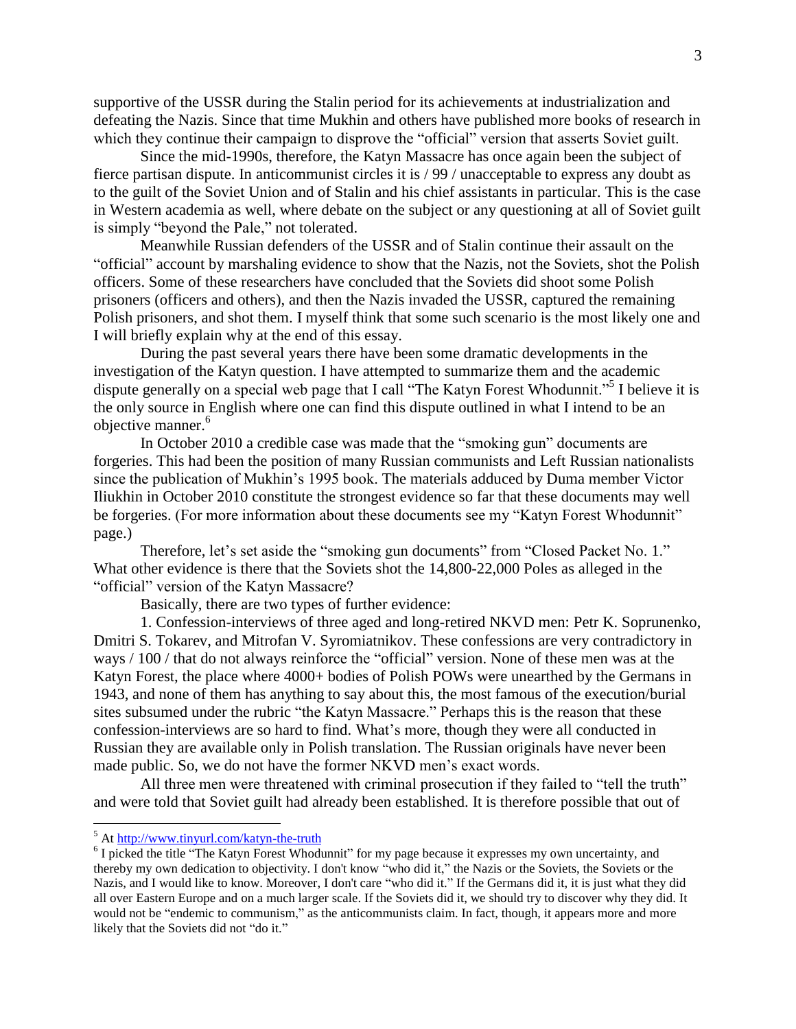supportive of the USSR during the Stalin period for its achievements at industrialization and defeating the Nazis. Since that time Mukhin and others have published more books of research in which they continue their campaign to disprove the "official" version that asserts Soviet guilt.

Since the mid-1990s, therefore, the Katyn Massacre has once again been the subject of fierce partisan dispute. In anticommunist circles it is / 99 / unacceptable to express any doubt as to the guilt of the Soviet Union and of Stalin and his chief assistants in particular. This is the case in Western academia as well, where debate on the subject or any questioning at all of Soviet guilt is simply "beyond the Pale," not tolerated.

Meanwhile Russian defenders of the USSR and of Stalin continue their assault on the "official" account by marshaling evidence to show that the Nazis, not the Soviets, shot the Polish officers. Some of these researchers have concluded that the Soviets did shoot some Polish prisoners (officers and others), and then the Nazis invaded the USSR, captured the remaining Polish prisoners, and shot them. I myself think that some such scenario is the most likely one and I will briefly explain why at the end of this essay.

During the past several years there have been some dramatic developments in the investigation of the Katyn question. I have attempted to summarize them and the academic dispute generally on a special web page that I call "The Katyn Forest Whodunnit."[5] I believe it is the only source in English where one can find this dispute outlined in what I intend to be an objective manner.[6]

In October 2010 a credible case was made that the "smoking gun" documents are forgeries. This had been the position of many Russian communists and Left Russian nationalists since the publication of Mukhin's 1995 book. The materials adduced by Duma member Victor Iliukhin in October 2010 constitute the strongest evidence so far that these documents may well be forgeries. (For more information about these documents see my "Katyn Forest Whodunnit" page.)

Therefore, let's set aside the "smoking gun documents" from "Closed Packet No. 1." What other evidence is there that the Soviets shot the 14,800-22,000 Poles as alleged in the "official" version of the Katyn Massacre?

Basically, there are two types of further evidence:

1. Confession-interviews of three aged and long-retired NKVD men: Petr K. Soprunenko, Dmitri S. Tokarev, and Mitrofan V. Syromiatnikov. These confessions are very contradictory in ways / 100 / that do not always reinforce the "official" version. None of these men was at the Katyn Forest, the place where 4000+ bodies of Polish POWs were unearthed by the Germans in 1943, and none of them has anything to say about this, the most famous of the execution/burial sites subsumed under the rubric "the Katyn Massacre." Perhaps this is the reason that these confession-interviews are so hard to find. What's more, though they were all conducted in Russian they are available only in Polish translation. The Russian originals have never been made public. So, we do not have the former NKVD men's exact words.

All three men were threatened with criminal prosecution if they failed to "tell the truth" and were told that Soviet guilt had already been established. It is therefore possible that out of

---

[5] At http://www.tinyurl.com/katyn-the-truth

[6] I picked the title "The Katyn Forest Whodunnit" for my page because it expresses my own uncertainty, and thereby my own dedication to objectivity. I don't know "who did it," the Nazis or the Soviets, the Soviets or the Nazis, and I would like to know. Moreover, I don't care "who did it." If the Germans did it, it is just what they did all over Eastern Europe and on a much larger scale. If the Soviets did it, we should try to discover why they did. It would not be "endemic to communism," as the anticommunists claim. In fact, though, it appears more and more likely that the Soviets did not "do it."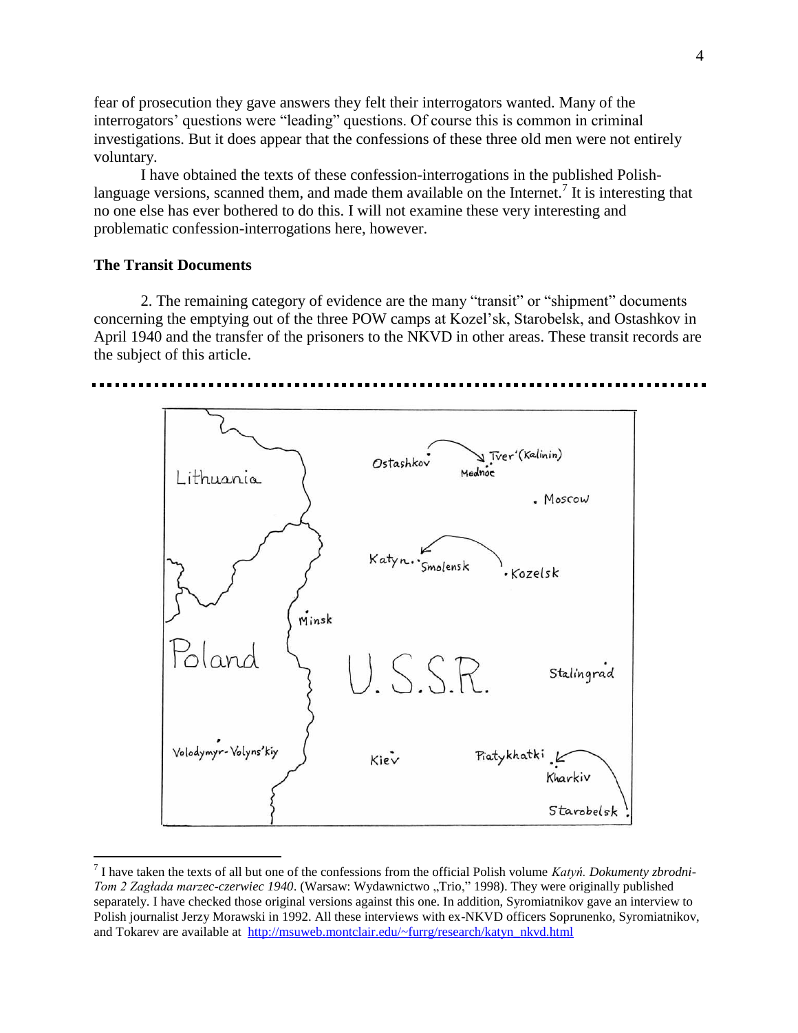fear of prosecution they gave answers they felt their interrogators wanted. Many of the interrogators' questions were "leading" questions. Of course this is common in criminal investigations. But it does appear that the confessions of these three old men were not entirely voluntary.

I have obtained the texts of these confession-interrogations in the published Polish-language versions, scanned them, and made them available on the Internet.[7] It is interesting that no one else has ever bothered to do this. I will not examine these very interesting and problematic confession-interrogations here, however.

**The Transit Documents**

2. The remaining category of evidence are the many "transit" or "shipment" documents concerning the emptying out of the three POW camps at Kozel'sk, Starobelsk, and Ostashkov in April 1940 and the transfer of the prisoners to the NKVD in other areas. These transit records are the subject of this article.

---

[7] I have taken the texts of all but one of the confessions from the official Polish volume *Katyń. Dokumenty zbrodni- Tom 2 Zagłada marzec-czerwiec 1940*. (Warsaw: Wydawnictwo „Trio," 1998). They were originally published separately. I have checked those original versions against this one. In addition, Syromiatnikov gave an interview to Polish journalist Jerzy Morawski in 1992. All these interviews with ex-NKVD officers Soprunenko, Syromiatnikov, and Tokarev are available at http://msuweb.montclair.edu/~furrg/research/katyn_nkvd.html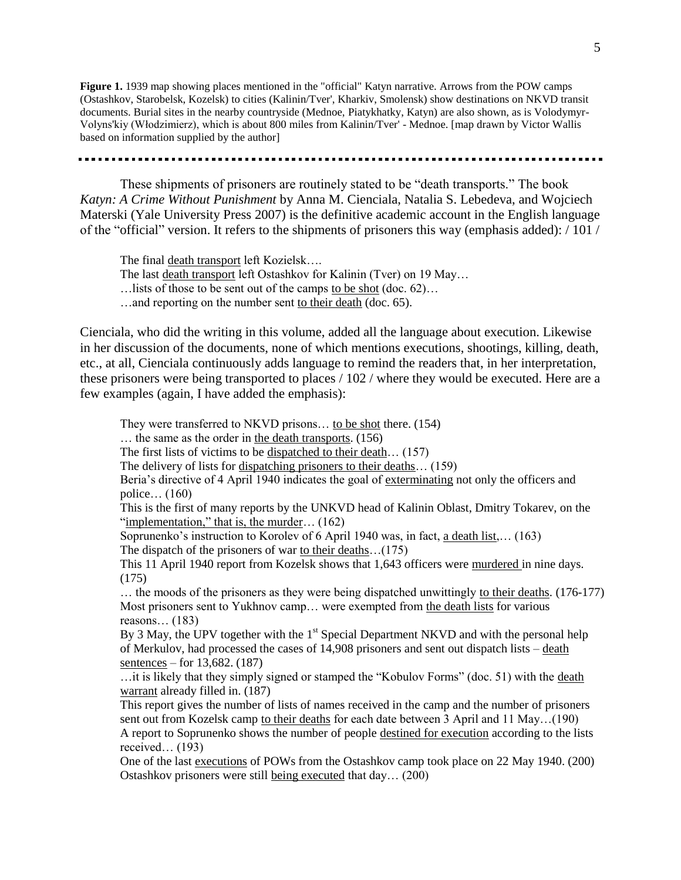**Figure 1.** 1939 map showing places mentioned in the "official" Katyn narrative. Arrows from the POW camps (Ostashkov, Starobelsk, Kozelsk) to cities (Kalinin/Tver', Kharkiv, Smolensk) show destinations on NKVD transit documents. Burial sites in the nearby countryside (Mednoe, Piatykhatky, Katyn) are also shown, as is Volodymyr-Volyns'kiy (Włodzimierz), which is about 800 miles from Kalinin/Tver' - Mednoe. [map drawn by Victor Wallis based on information supplied by the author]

---

These shipments of prisoners are routinely stated to be "death transports." The book *Katyn: A Crime Without Punishment* by Anna M. Cienciala, Natalia S. Lebedeva, and Wojciech Materski (Yale University Press 2007) is the definitive academic account in the English language of the "official" version. It refers to the shipments of prisoners this way (emphasis added): / 101 /

> The final <u>death transport</u> left Kozielsk….
> The last <u>death transport</u> left Ostashkov for Kalinin (Tver) on 19 May…
> …lists of those to be sent out of the camps <u>to be shot</u> (doc. 62)…
> …and reporting on the number sent <u>to their death</u> (doc. 65).

Cienciala, who did the writing in this volume, added all the language about execution. Likewise in her discussion of the documents, none of which mentions executions, shootings, killing, death, etc., at all, Cienciala continuously adds language to remind the readers that, in her interpretation, these prisoners were being transported to places / 102 / where they would be executed. Here are a few examples (again, I have added the emphasis):

> They were transferred to NKVD prisons… <u>to be shot</u> there. (154)
> … the same as the order in <u>the death transports</u>. (156)
> The first lists of victims to be <u>dispatched to their death</u>… (157)
> The delivery of lists for <u>dispatching prisoners to their deaths</u>… (159)
> Beria's directive of 4 April 1940 indicates the goal of <u>exterminating</u> not only the officers and police… (160)
> This is the first of many reports by the UNKVD head of Kalinin Oblast, Dmitry Tokarev, on the "<u>implementation," that is, the murder</u>… (162)
> Soprunenko's instruction to Korolev of 6 April 1940 was, in fact, <u>a death list</u>,… (163)
> The dispatch of the prisoners of war <u>to their deaths</u>…(175)
> This 11 April 1940 report from Kozelsk shows that 1,643 officers were <u>murdered</u> in nine days. (175)
> … the moods of the prisoners as they were being dispatched unwittingly <u>to their deaths</u>. (176-177)
> Most prisoners sent to Yukhnov camp… were exempted from <u>the death lists</u> for various reasons… (183)
> By 3 May, the UPV together with the 1st Special Department NKVD and with the personal help of Merkulov, had processed the cases of 14,908 prisoners and sent out dispatch lists – <u>death sentences</u> – for 13,682. (187)
> …it is likely that they simply signed or stamped the "Kobulov Forms" (doc. 51) with the <u>death warrant</u> already filled in. (187)
> This report gives the number of lists of names received in the camp and the number of prisoners sent out from Kozelsk camp <u>to their deaths</u> for each date between 3 April and 11 May…(190)
> A report to Soprunenko shows the number of people <u>destined for execution</u> according to the lists received… (193)
> One of the last <u>executions</u> of POWs from the Ostashkov camp took place on 22 May 1940. (200)
> Ostashkov prisoners were still <u>being executed</u> that day… (200)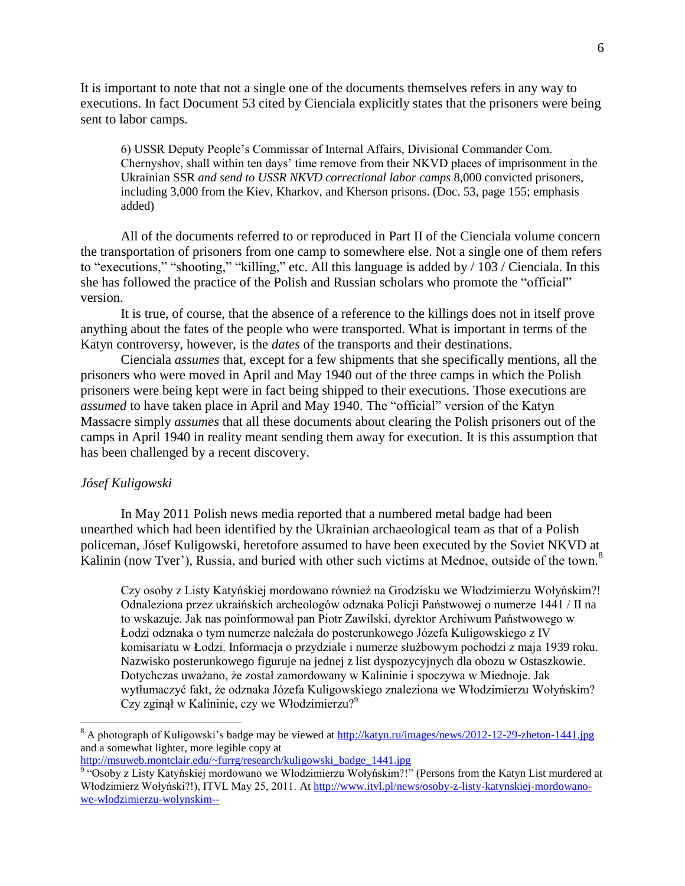It is important to note that not a single one of the documents themselves refers in any way to executions. In fact Document 53 cited by Cienciala explicitly states that the prisoners were being sent to labor camps.

> 6) USSR Deputy People's Commissar of Internal Affairs, Divisional Commander Com. Chernyshov, shall within ten days' time remove from their NKVD places of imprisonment in the Ukrainian SSR *and send to USSR NKVD correctional labor camps* 8,000 convicted prisoners, including 3,000 from the Kiev, Kharkov, and Kherson prisons. (Doc. 53, page 155; emphasis added)

All of the documents referred to or reproduced in Part II of the Cienciala volume concern the transportation of prisoners from one camp to somewhere else. Not a single one of them refers to "executions," "shooting," "killing," etc. All this language is added by / 103 / Cienciala. In this she has followed the practice of the Polish and Russian scholars who promote the "official" version.

It is true, of course, that the absence of a reference to the killings does not in itself prove anything about the fates of the people who were transported. What is important in terms of the Katyn controversy, however, is the *dates* of the transports and their destinations.

Cienciala *assumes* that, except for a few shipments that she specifically mentions, all the prisoners who were moved in April and May 1940 out of the three camps in which the Polish prisoners were being kept were in fact being shipped to their executions. Those executions are *assumed* to have taken place in April and May 1940. The "official" version of the Katyn Massacre simply *assumes* that all these documents about clearing the Polish prisoners out of the camps in April 1940 in reality meant sending them away for execution. It is this assumption that has been challenged by a recent discovery.

*Jósef Kuligowski*

In May 2011 Polish news media reported that a numbered metal badge had been unearthed which had been identified by the Ukrainian archaeological team as that of a Polish policeman, Jósef Kuligowski, heretofore assumed to have been executed by the Soviet NKVD at Kalinin (now Tver'), Russia, and buried with other such victims at Mednoe, outside of the town.[8]

> Czy osoby z Listy Katyńskiej mordowano również na Grodzisku we Włodzimierzu Wołyńskim?! Odnaleziona przez ukraińskich archeologów odznaka Policji Państwowej o numerze 1441 / II na to wskazuje. Jak nas poinformował pan Piotr Zawilski, dyrektor Archiwum Państwowego w Łodzi odznaka o tym numerze należała do posterunkowego Józefa Kuligowskiego z IV komisariatu w Łodzi. Informacja o przydziale i numerze służbowym pochodzi z maja 1939 roku. Nazwisko posterunkowego figuruje na jednej z list dyspozycyjnych dla obozu w Ostaszkowie. Dotychczas uważano, że został zamordowany w Kalininie i spoczywa w Miednoje. Jak wytłumaczyć fakt, że odznaka Józefa Kuligowskiego znaleziona we Włodzimierzu Wołyńskim? Czy zginął w Kalininie, czy we Włodzimierzu?[9]

---

[8] A photograph of Kuligowski's badge may be viewed at http://katyn.ru/images/news/2012-12-29-zheton-1441.jpg and a somewhat lighter, more legible copy at http://msuweb.montclair.edu/~furrg/research/kuligowski_badge_1441.jpg

[9] "Osoby z Listy Katyńskiej mordowano we Włodzimierzu Wołyńskim?!" (Persons from the Katyn List murdered at Włodzimierz Wołyński?!), ITVL May 25, 2011. At http://www.itvl.pl/news/osoby-z-listy-katynskiej-mordowano-we-wlodzimierzu-wolynskim--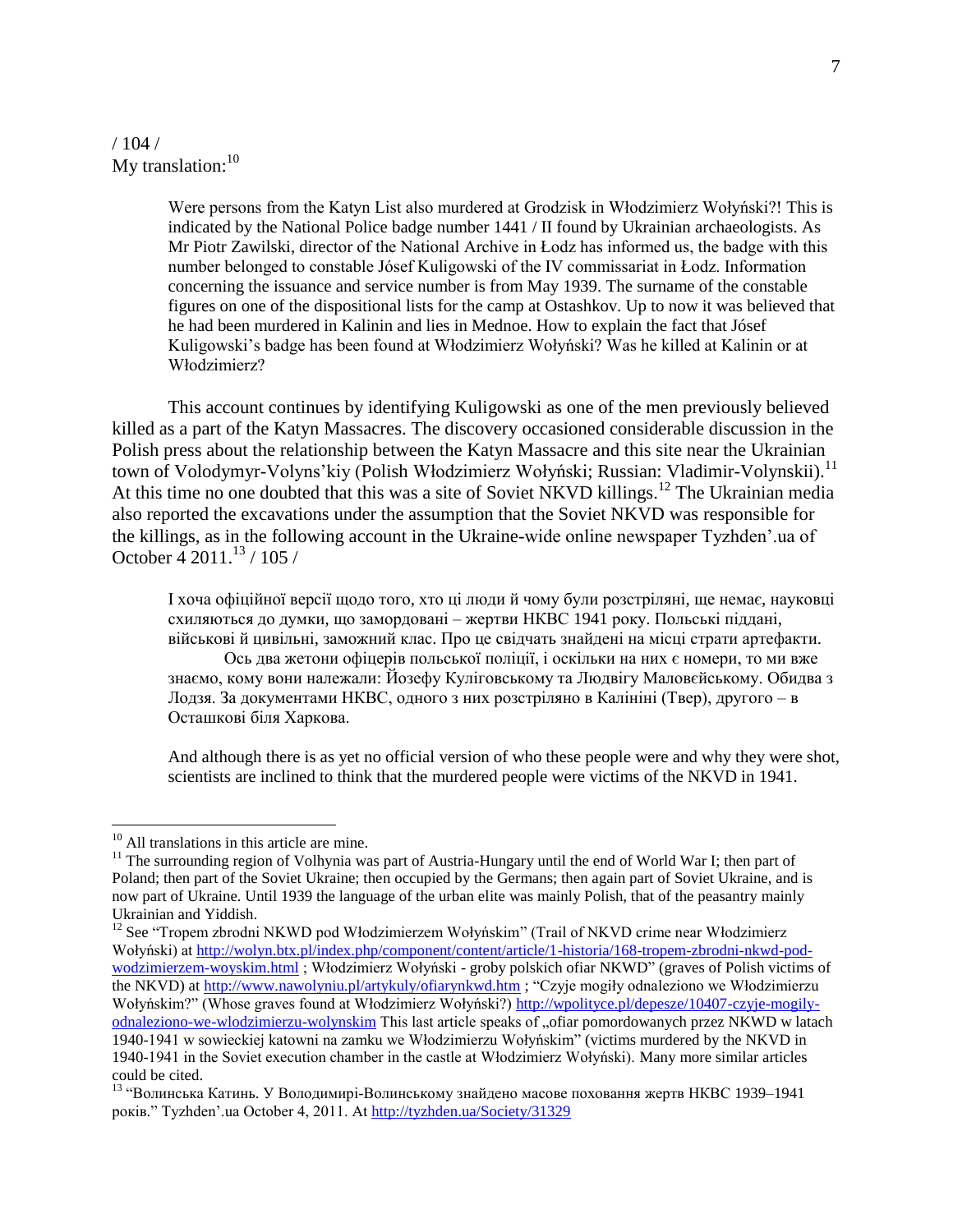/ 104 /
My translation:[10]

> Were persons from the Katyn List also murdered at Grodzisk in Włodzimierz Wołyński?! This is indicated by the National Police badge number 1441 / II found by Ukrainian archaeologists. As Mr Piotr Zawilski, director of the National Archive in Łodz has informed us, the badge with this number belonged to constable Jósef Kuligowski of the IV commissariat in Łodz. Information concerning the issuance and service number is from May 1939. The surname of the constable figures on one of the dispositional lists for the camp at Ostashkov. Up to now it was believed that he had been murdered in Kalinin and lies in Mednoe. How to explain the fact that Jósef Kuligowski's badge has been found at Włodzimierz Wołyński? Was he killed at Kalinin or at Włodzimierz?

This account continues by identifying Kuligowski as one of the men previously believed killed as a part of the Katyn Massacres. The discovery occasioned considerable discussion in the Polish press about the relationship between the Katyn Massacre and this site near the Ukrainian town of Volodymyr-Volyns'kiy (Polish Włodzimierz Wołyński; Russian: Vladimir-Volynskii).[11] At this time no one doubted that this was a site of Soviet NKVD killings.[12] The Ukrainian media also reported the excavations under the assumption that the Soviet NKVD was responsible for the killings, as in the following account in the Ukraine-wide online newspaper Tyzhden'.ua of October 4 2011.[13] / 105 /

> І хоча офіційної версії щодо того, хто ці люди й чому були розстріляні, ще немає, науковці схиляються до думки, що замордовані – жертви НКВС 1941 року. Польські піддані, військові й цивільні, заможний клас. Про це свідчать знайдені на місці страти артефакти.
>
> Ось два жетони офіцерів польської поліції, і оскільки на них є номери, то ми вже знаємо, кому вони належали: Йозефу Куліговському та Людвігу Маловєйському. Обидва з Лодзя. За документами НКВС, одного з них розстріляно в Калініні (Твер), другого – в Осташкові біля Харкова.
>
> And although there is as yet no official version of who these people were and why they were shot, scientists are inclined to think that the murdered people were victims of the NKVD in 1941.

---

[10] All translations in this article are mine.

[11] The surrounding region of Volhynia was part of Austria-Hungary until the end of World War I; then part of Poland; then part of the Soviet Ukraine; then occupied by the Germans; then again part of Soviet Ukraine, and is now part of Ukraine. Until 1939 the language of the urban elite was mainly Polish, that of the peasantry mainly Ukrainian and Yiddish.

[12] See "Tropem zbrodni NKWD pod Włodzimierzem Wołyńskim" (Trail of NKVD crime near Włodzimierz Wołyński) at http://wolyn.btx.pl/index.php/component/content/article/1-historia/168-tropem-zbrodni-nkwd-pod-wodzimierzem-woyskim.html ; Włodzimierz Wołyński - groby polskich ofiar NKWD" (graves of Polish victims of the NKVD) at http://www.nawolyniu.pl/artykuly/ofiarynkwd.htm ; "Czyje mogiły odnaleziono we Włodzimierzu Wołyńskim?" (Whose graves found at Włodzimierz Wołyński?) http://wpolityce.pl/depesze/10407-czyje-mogily-odnaleziono-we-wlodzimierzu-wolynskim This last article speaks of „ofiar pomordowanych przez NKWD w latach 1940-1941 w sowieckiej katowni na zamku we Włodzimierzu Wołyńskim" (victims murdered by the NKVD in 1940-1941 in the Soviet execution chamber in the castle at Włodzimierz Wołyński). Many more similar articles could be cited.

[13] "Волинська Катинь. У Володимирі-Волинському знайдено масове поховання жертв НКВС 1939–1941 років." Tyzhden'.ua October 4, 2011. At http://tyzhden.ua/Society/31329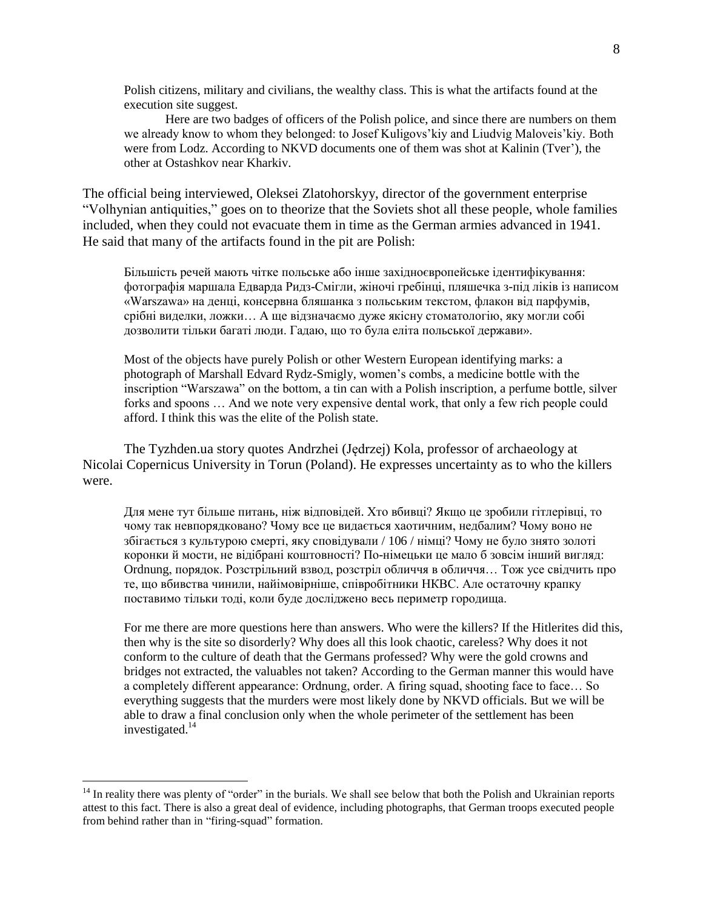> Polish citizens, military and civilians, the wealthy class. This is what the artifacts found at the execution site suggest.
>
> Here are two badges of officers of the Polish police, and since there are numbers on them we already know to whom they belonged: to Josef Kuligovs'kiy and Liudvig Maloveis'kiy. Both were from Lodz. According to NKVD documents one of them was shot at Kalinin (Tver'), the other at Ostashkov near Kharkiv.

The official being interviewed, Oleksei Zlatohorskyy, director of the government enterprise "Volhynian antiquities," goes on to theorize that the Soviets shot all these people, whole families included, when they could not evacuate them in time as the German armies advanced in 1941. He said that many of the artifacts found in the pit are Polish:

> Більшість речей мають чітке польське або інше західноєвропейське ідентифікування: фотографія маршала Едварда Ридз-Смігли, жіночі гребінці, пляшечка з-під ліків із написом «Warszawa» на денці, консервна бляшанка з польським текстом, флакон від парфумів, срібні виделки, ложки… А ще відзначаємо дуже якісну стоматологію, яку могли собі дозволити тільки багаті люди. Гадаю, що то була еліта польської держави».
>
> Most of the objects have purely Polish or other Western European identifying marks: a photograph of Marshall Edvard Rydz-Smigly, women's combs, a medicine bottle with the inscription "Warszawa" on the bottom, a tin can with a Polish inscription, a perfume bottle, silver forks and spoons … And we note very expensive dental work, that only a few rich people could afford. I think this was the elite of the Polish state.

The Tyzhden.ua story quotes Andrzhei (Jędrzej) Kola, professor of archaeology at Nicolai Copernicus University in Torun (Poland). He expresses uncertainty as to who the killers were.

> Для мене тут більше питань, ніж відповідей. Хто вбивці? Якщо це зробили гітлерівці, то чому так невпорядковано? Чому все це видається хаотичним, недбалим? Чому воно не збігається з культурою смерті, яку сповідували / 106 / німці? Чому не було знято золоті коронки й мости, не відібрані коштовності? По-німецьки це мало б зовсім інший вигляд: Ordnung, порядок. Розстрільний взвод, розстріл обличчя в обличчя… Тож усе свідчить про те, що вбивства чинили, найімовірніше, співробітники НКВС. Але остаточну крапку поставимо тільки тоді, коли буде досліджено весь периметр городища.
>
> For me there are more questions here than answers. Who were the killers? If the Hitlerites did this, then why is the site so disorderly? Why does all this look chaotic, careless? Why does it not conform to the culture of death that the Germans professed? Why were the gold crowns and bridges not extracted, the valuables not taken? According to the German manner this would have a completely different appearance: Ordnung, order. A firing squad, shooting face to face… So everything suggests that the murders were most likely done by NKVD officials. But we will be able to draw a final conclusion only when the whole perimeter of the settlement has been investigated.[14]

---

[14] In reality there was plenty of "order" in the burials. We shall see below that both the Polish and Ukrainian reports attest to this fact. There is also a great deal of evidence, including photographs, that German troops executed people from behind rather than in "firing-squad" formation.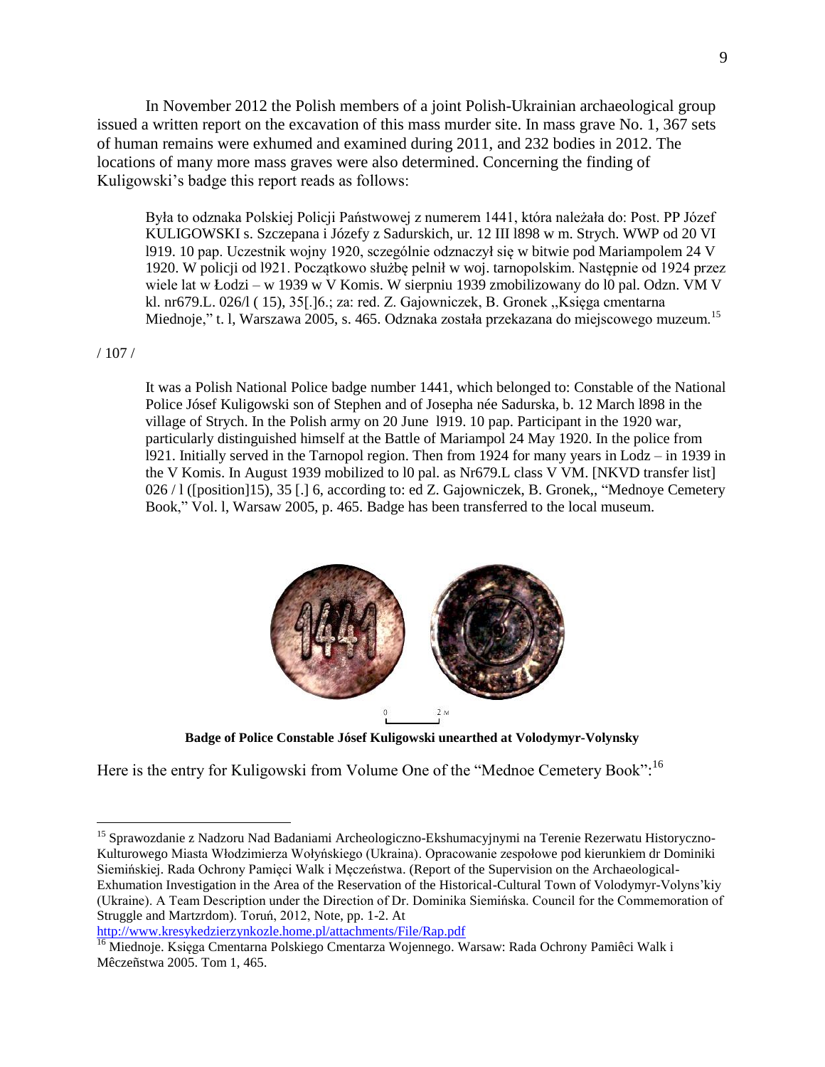In November 2012 the Polish members of a joint Polish-Ukrainian archaeological group issued a written report on the excavation of this mass murder site. In mass grave No. 1, 367 sets of human remains were exhumed and examined during 2011, and 232 bodies in 2012. The locations of many more mass graves were also determined. Concerning the finding of Kuligowski's badge this report reads as follows:

> Była to odznaka Polskiej Policji Państwowej z numerem 1441, która należała do: Post. PP Józef KULIGOWSKI s. Szczepana i Józefy z Sadurskich, ur. 12 III l898 w m. Strych. WWP od 20 VI l919. 10 pap. Uczestnik wojny 1920, szczególnie odznaczył się w bitwie pod Mariampolem 24 V 1920. W policji od l921. Początkowo służbę pełnił w woj. tarnopolskim. Następnie od 1924 przez wiele lat w Łodzi – w 1939 w V Komis. W sierpniu 1939 zmobilizowany do l0 pal. Odzn. VM V kl. nr679.L. 026/l ( 15), 35[.]6.; za: red. Z. Gajowniczek, B. Gronek ,,Księga cmentarna Miednoje," t. l, Warszawa 2005, s. 465. Odznaka została przekazana do miejscowego muzeum.[15]

/ 107 /

> It was a Polish National Police badge number 1441, which belonged to: Constable of the National Police Jósef Kuligowski son of Stephen and of Josepha née Sadurska, b. 12 March l898 in the village of Strych. In the Polish army on 20 June l919. 10 pap. Participant in the 1920 war, particularly distinguished himself at the Battle of Mariampol 24 May 1920. In the police from l921. Initially served in the Tarnopol region. Then from 1924 for many years in Lodz – in 1939 in the V Komis. In August 1939 mobilized to l0 pal. as Nr679.L class V VM. [NKVD transfer list] 026 / l ([position]15), 35 [.] 6, according to: ed Z. Gajowniczek, B. Gronek,, "Mednoye Cemetery Book," Vol. l, Warsaw 2005, p. 465. Badge has been transferred to the local museum.

**Badge of Police Constable Jósef Kuligowski unearthed at Volodymyr-Volynsky**

Here is the entry for Kuligowski from Volume One of the "Mednoe Cemetery Book":[16]

---

[15] Sprawozdanie z Nadzoru Nad Badaniami Archeologiczno-Ekshumacyjnymi na Terenie Rezerwatu Historyczno-Kulturowego Miasta Włodzimierza Wołyńskiego (Ukraina). Opracowanie zespołowe pod kierunkiem dr Dominiki Siemińskiej. Rada Ochrony Pamięci Walk i Męczeństwa. (Report of the Supervision on the Archaeological-Exhumation Investigation in the Area of the Reservation of the Historical-Cultural Town of Volodymyr-Volyns'kiy (Ukraine). A Team Description under the Direction of Dr. Dominika Siemińska. Council for the Commemoration of Struggle and Martzrdom). Toruń, 2012, Note, pp. 1-2. At http://www.kresykedzierzynkozle.home.pl/attachments/File/Rap.pdf

[16] Miednoje. Księga Cmentarna Polskiego Cmentarza Wojennego. Warsaw: Rada Ochrony Pamiêci Walk i Mêczeñstwa 2005. Tom 1, 465.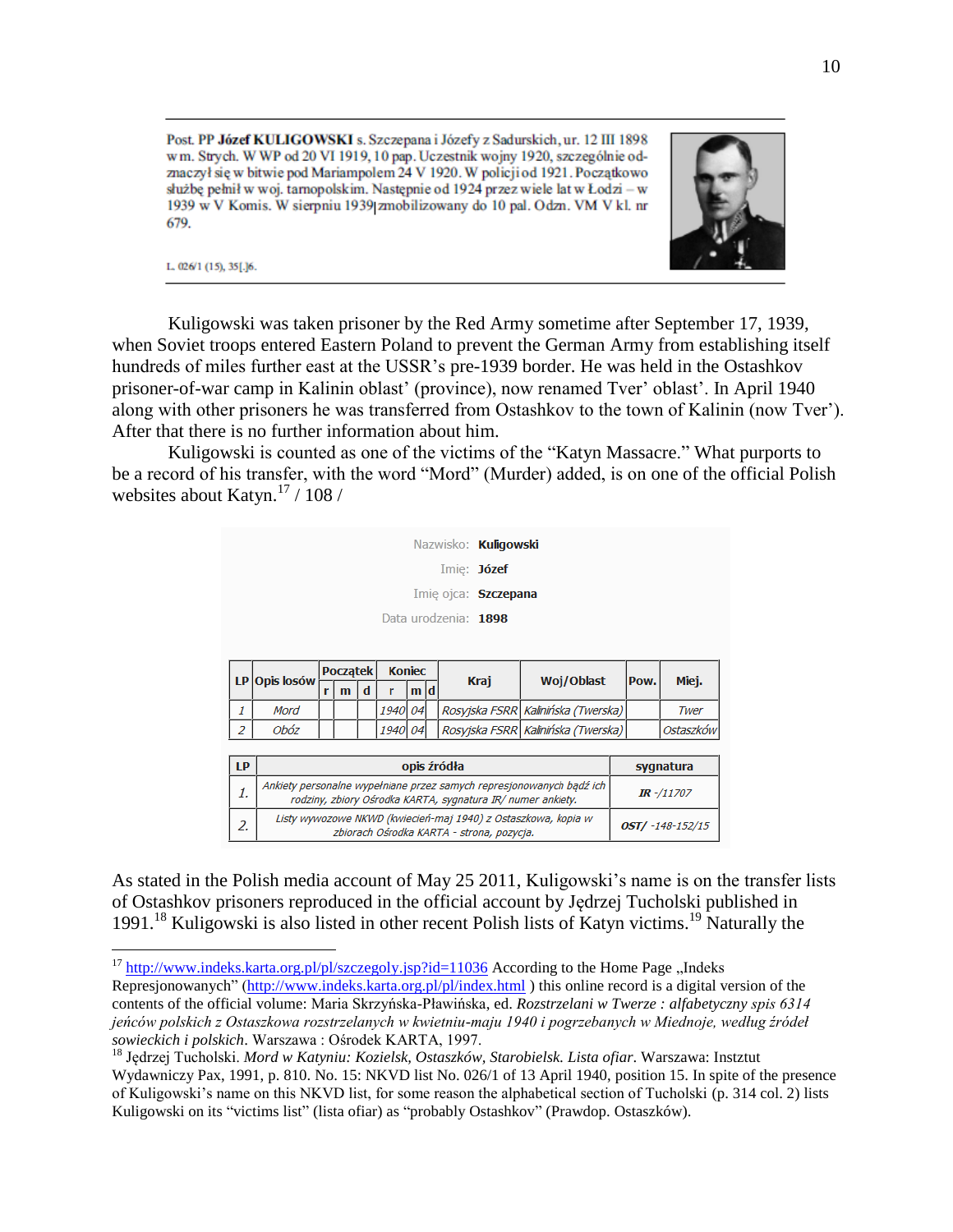Post. PP **Józef KULIGOWSKI** s. Szczepana i Józefy z Sadurskich, ur. 12 III 1898 w m. Strych. W WP od 20 VI 1919, 10 pap. Uczestnik wojny 1920, szczególnie odznaczył się w bitwie pod Mariampolem 24 V 1920. W policji od 1921. Początkowo służbę pełnił w woj. tarnopolskim. Następnie od 1924 przez wiele lat w Łodzi – w 1939 w V Komis. W sierpniu 1939 zmobilizowany do 10 pal. Odzn. VM V kl. nr 679.

L. 026/1 (15), 35[.]6.

Kuligowski was taken prisoner by the Red Army sometime after September 17, 1939, when Soviet troops entered Eastern Poland to prevent the German Army from establishing itself hundreds of miles further east at the USSR's pre-1939 border. He was held in the Ostashkov prisoner-of-war camp in Kalinin oblast' (province), now renamed Tver' oblast'. In April 1940 along with other prisoners he was transferred from Ostashkov to the town of Kalinin (now Tver'). After that there is no further information about him.

Kuligowski is counted as one of the victims of the "Katyn Massacre." What purports to be a record of his transfer, with the word "Mord" (Murder) added, is on one of the official Polish websites about Katyn.[17] / 108 /

Nazwisko: **Kuligowski**
Imię: **Józef**
Imię ojca: **Szczepana**
Data urodzenia: **1898**

| LP | Opis losów | Początek | | | Koniec | | | Kraj | Woj/Oblast | Pow. | Miej. |
|---|---|---|---|---|---|---|---|---|---|---|---|
| | | r | m | d | r | m | d | | | | |
| 1 | Mord | | | | 1940 | 04 | | Rosyjska FSRR | Kalinińska (Twerska) | | Twer |
| 2 | Obóz | | | | 1940 | 04 | | Rosyjska FSRR | Kalinińska (Twerska) | | Ostaszków |

| LP | opis źródła | sygnatura |
|---|---|---|
| 1. | Ankiety personalne wypełniane przez samych represjonowanych bądź ich rodziny, zbiory Ośrodka KARTA, sygnatura IR/ numer ankiety. | IR -/11707 |
| 2. | Listy wywozowe NKWD (kwiecień-maj 1940) z Ostaszkowa, kopia w zbiorach Ośrodka KARTA - strona, pozycja. | OST/ -148-152/15 |

As stated in the Polish media account of May 25 2011, Kuligowski's name is on the transfer lists of Ostashkov prisoners reproduced in the official account by Jędrzej Tucholski published in 1991.[18] Kuligowski is also listed in other recent Polish lists of Katyn victims.[19] Naturally the

---

[17] http://www.indeks.karta.org.pl/pl/szczegoly.jsp?id=11036 According to the Home Page „Indeks Represjonowanych" (http://www.indeks.karta.org.pl/pl/index.html ) this online record is a digital version of the contents of the official volume: Maria Skrzyńska-Pławińska, ed. *Rozstrzelani w Twerze : alfabetyczny spis 6314 jeńców polskich z Ostaszkowa rozstrzelanych w kwietniu-maju 1940 i pogrzebanych w Miednoje, według źródeł sowieckich i polskich*. Warszawa : Ośrodek KARTA, 1997.

[18] Jędrzej Tucholski. *Mord w Katyniu: Kozielsk, Ostaszków, Starobielsk. Lista ofiar*. Warszawa: Insztut Wydawniczy Pax, 1991, p. 810. No. 15: NKVD list No. 026/1 of 13 April 1940, position 15. In spite of the presence of Kuligowski's name on this NKVD list, for some reason the alphabetical section of Tucholski (p. 314 col. 2) lists Kuligowski on its "victims list" (lista ofiar) as "probably Ostashkov" (Prawdop. Ostaszków).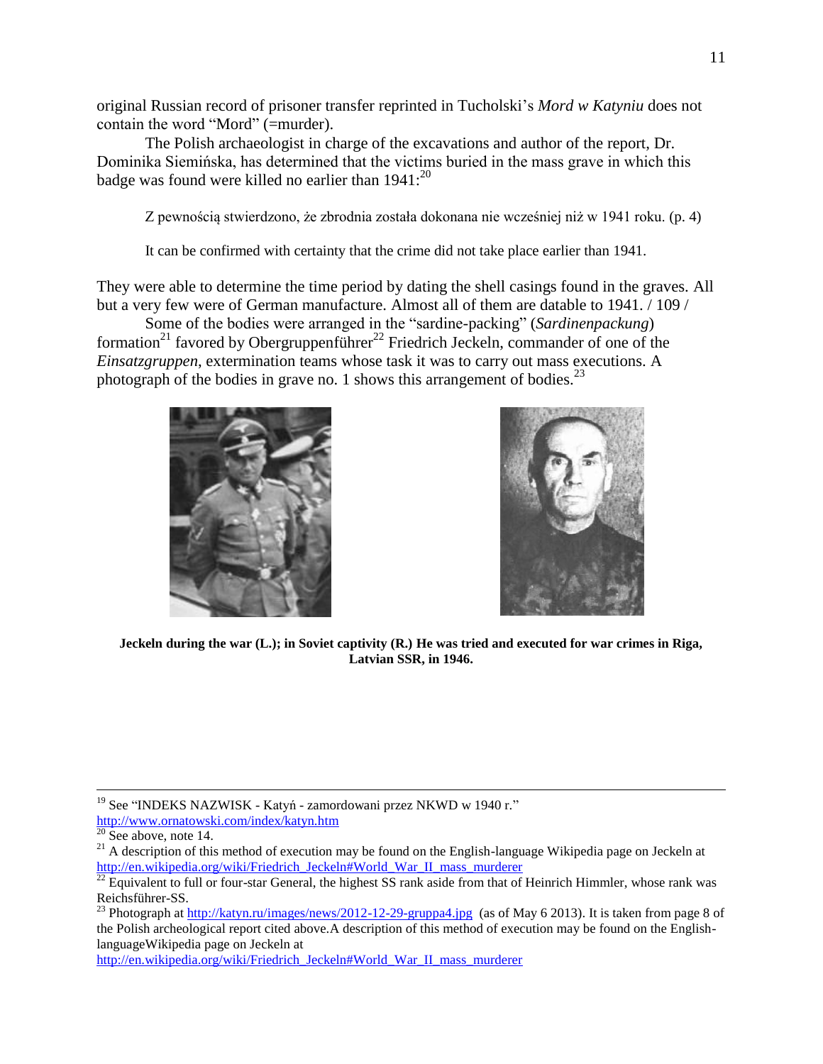original Russian record of prisoner transfer reprinted in Tucholski's *Mord w Katyniu* does not contain the word "Mord" (=murder).

The Polish archaeologist in charge of the excavations and author of the report, Dr. Dominika Siemińska, has determined that the victims buried in the mass grave in which this badge was found were killed no earlier than 1941:[20]

> Z pewnością stwierdzono, że zbrodnia została dokonana nie wcześniej niż w 1941 roku. (p. 4)
>
> It can be confirmed with certainty that the crime did not take place earlier than 1941.

They were able to determine the time period by dating the shell casings found in the graves. All but a very few were of German manufacture. Almost all of them are datable to 1941. / 109 /

Some of the bodies were arranged in the "sardine-packing" (*Sardinenpackung*) formation[21] favored by Obergruppenführer[22] Friedrich Jeckeln, commander of one of the *Einsatzgruppen*, extermination teams whose task it was to carry out mass executions. A photograph of the bodies in grave no. 1 shows this arrangement of bodies.[23]

**Jeckeln during the war (L.); in Soviet captivity (R.) He was tried and executed for war crimes in Riga, Latvian SSR, in 1946.**

---

[19] See "INDEKS NAZWISK - Katyń - zamordowani przez NKWD w 1940 r." http://www.ornatowski.com/index/katyn.htm

[20] See above, note 14.

[21] A description of this method of execution may be found on the English-language Wikipedia page on Jeckeln at http://en.wikipedia.org/wiki/Friedrich_Jeckeln#World_War_II_mass_murderer

[22] Equivalent to full or four-star General, the highest SS rank aside from that of Heinrich Himmler, whose rank was Reichsführer-SS.

[23] Photograph at http://katyn.ru/images/news/2012-12-29-gruppa4.jpg (as of May 6 2013). It is taken from page 8 of the Polish archeological report cited above.A description of this method of execution may be found on the English-languageWikipedia page on Jeckeln at http://en.wikipedia.org/wiki/Friedrich_Jeckeln#World_War_II_mass_murderer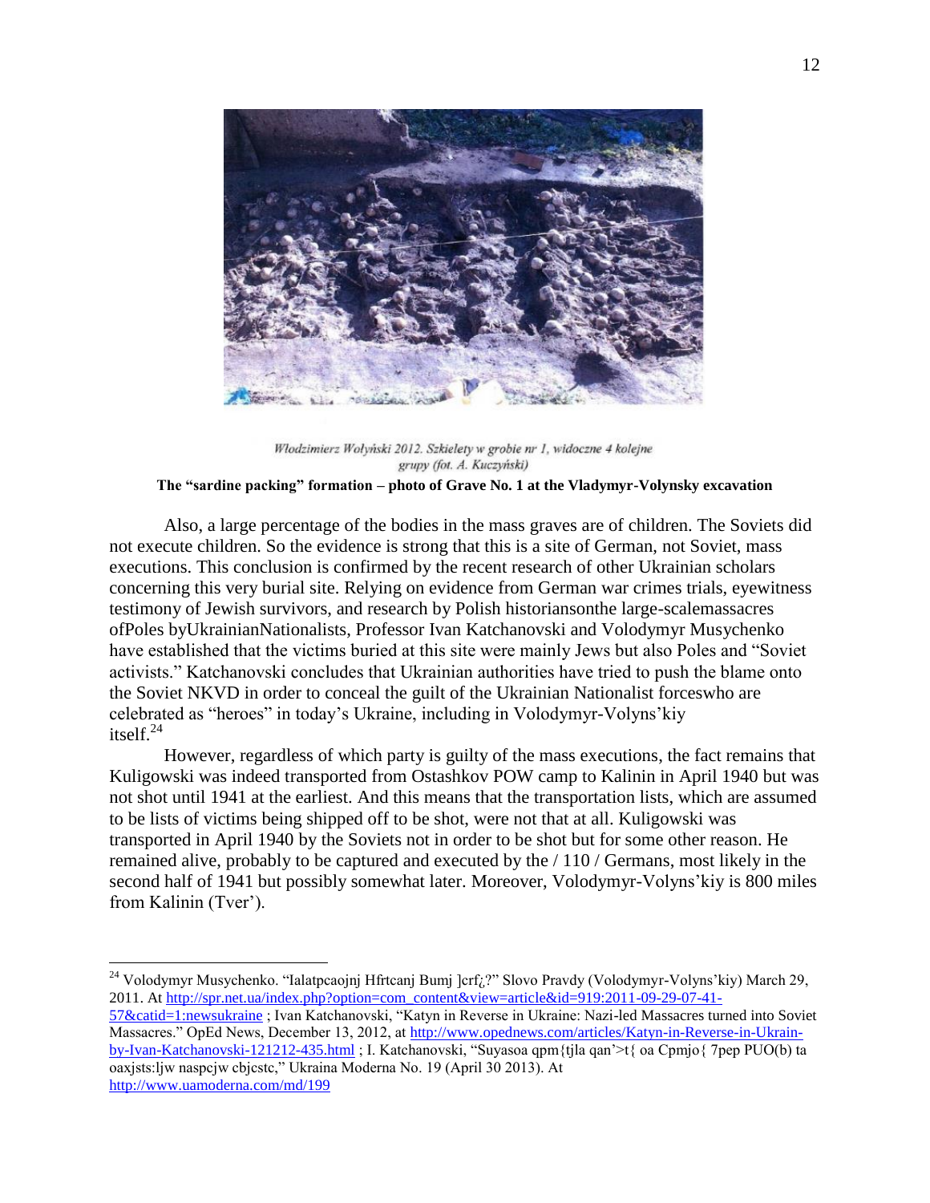*Włodzimierz Wołyński 2012. Szkielety w grobie nr 1, widoczne 4 kolejne grupy (fot. A. Kuczyński)*

**The "sardine packing" formation – photo of Grave No. 1 at the Vladymyr-Volynsky excavation**

Also, a large percentage of the bodies in the mass graves are of children. The Soviets did not execute children. So the evidence is strong that this is a site of German, not Soviet, mass executions. This conclusion is confirmed by the recent research of other Ukrainian scholars concerning this very burial site. Relying on evidence from German war crimes trials, eyewitness testimony of Jewish survivors, and research by Polish historiansonthe large-scalemassacres ofPoles byUkrainianNationalists, Professor Ivan Katchanovski and Volodymyr Musychenko have established that the victims buried at this site were mainly Jews but also Poles and "Soviet activists." Katchanovski concludes that Ukrainian authorities have tried to push the blame onto the Soviet NKVD in order to conceal the guilt of the Ukrainian Nationalist forceswho are celebrated as "heroes" in today's Ukraine, including in Volodymyr-Volyns'kiy itself.[24]

However, regardless of which party is guilty of the mass executions, the fact remains that Kuligowski was indeed transported from Ostashkov POW camp to Kalinin in April 1940 but was not shot until 1941 at the earliest. And this means that the transportation lists, which are assumed to be lists of victims being shipped off to be shot, were not that at all. Kuligowski was transported in April 1940 by the Soviets not in order to be shot but for some other reason. He remained alive, probably to be captured and executed by the / 110 / Germans, most likely in the second half of 1941 but possibly somewhat later. Moreover, Volodymyr-Volyns'kiy is 800 miles from Kalinin (Tver').

---

[24] Volodymyr Musychenko. "Ialatpcaojnj Hfrtcanj Bumj ]crf¿?" Slovo Pravdy (Volodymyr-Volyns'kiy) March 29, 2011. At http://spr.net.ua/index.php?option=com_content&view=article&id=919:2011-09-29-07-41-57&catid=1:newsukraine ; Ivan Katchanovski, "Katyn in Reverse in Ukraine: Nazi-led Massacres turned into Soviet Massacres." OpEd News, December 13, 2012, at http://www.opednews.com/articles/Katyn-in-Reverse-in-Ukrain-by-Ivan-Katchanovski-121212-435.html ; I. Katchanovski, "Suyasoa qpm{tjla qan'>t{ oa Cpmjo{ 7pep PUO(b) ta oaxjsts:ljw naspcjw cbjcstc," Ukraina Moderna No. 19 (April 30 2013). At http://www.uamoderna.com/md/199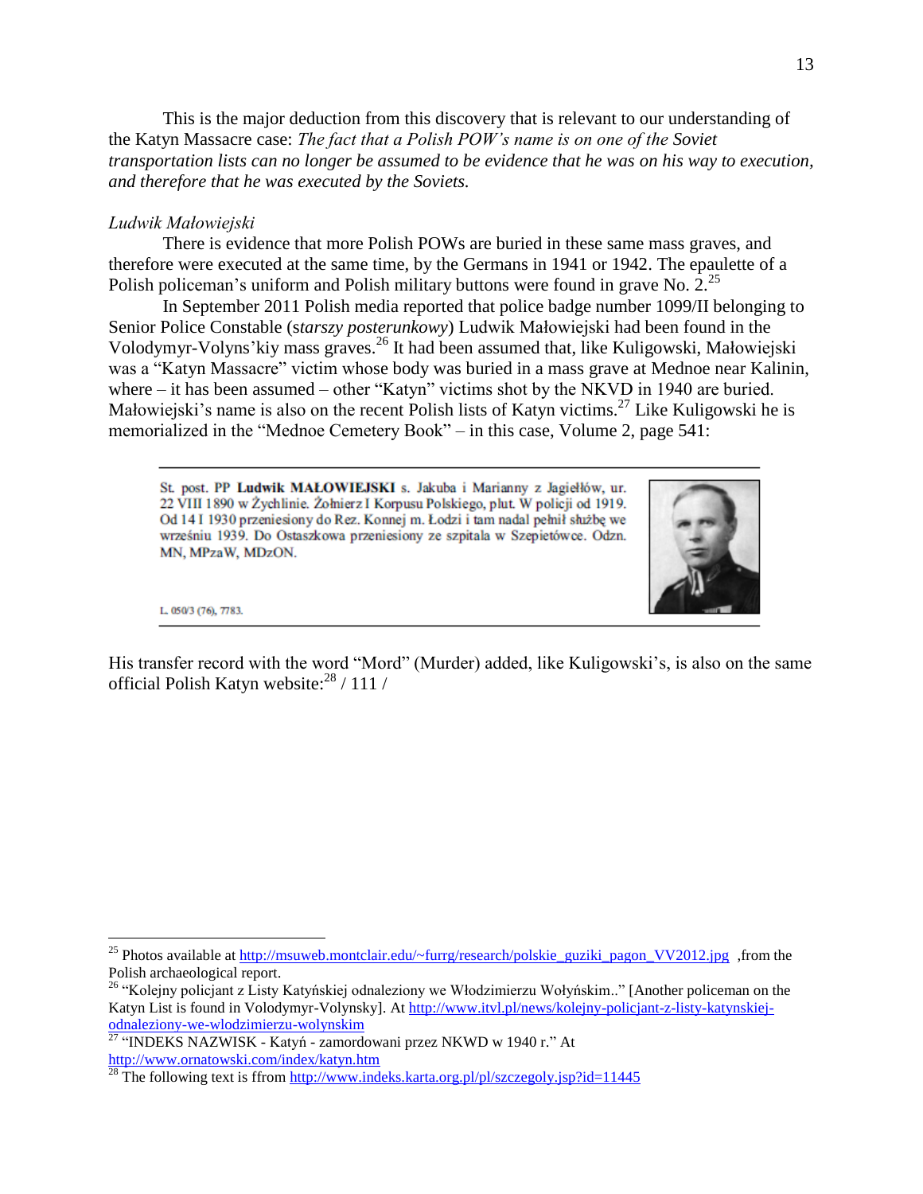This is the major deduction from this discovery that is relevant to our understanding of the Katyn Massacre case: *The fact that a Polish POW's name is on one of the Soviet transportation lists can no longer be assumed to be evidence that he was on his way to execution, and therefore that he was executed by the Soviets.*

*Ludwik Małowiejski*

There is evidence that more Polish POWs are buried in these same mass graves, and therefore were executed at the same time, by the Germans in 1941 or 1942. The epaulette of a Polish policeman's uniform and Polish military buttons were found in grave No. 2.[25]

In September 2011 Polish media reported that police badge number 1099/II belonging to Senior Police Constable (*starszy posterunkowy*) Ludwik Małowiejski had been found in the Volodymyr-Volyns'kiy mass graves.[26] It had been assumed that, like Kuligowski, Małowiejski was a "Katyn Massacre" victim whose body was buried in a mass grave at Mednoe near Kalinin, where – it has been assumed – other "Katyn" victims shot by the NKVD in 1940 are buried. Małowiejski's name is also on the recent Polish lists of Katyn victims.[27] Like Kuligowski he is memorialized in the "Mednoe Cemetery Book" – in this case, Volume 2, page 541:

> St. post. PP **Ludwik MAŁOWIEJSKI** s. Jakuba i Marianny z Jagiełłów, ur. 22 VIII 1890 w Żychlinie. Żołnierz I Korpusu Polskiego, plut. W policji od 1919. Od 14 I 1930 przeniesiony do Rez. Konnej m. Łodzi i tam nadal pełnił służbę we wrześniu 1939. Do Ostaszkowa przeniesiony ze szpitala w Szepietówce. Odzn. MN, MPzaW, MDzON.
>
> L. 050/3 (76), 7783.

His transfer record with the word "Mord" (Murder) added, like Kuligowski's, is also on the same official Polish Katyn website:[28] / 111 /

---

[25] Photos available at http://msuweb.montclair.edu/~furrg/research/polskie_guziki_pagon_VV2012.jpg ,from the Polish archaeological report.

[26] "Kolejny policjant z Listy Katyńskiej odnaleziony we Włodzimierzu Wołyńskim.." [Another policeman on the Katyn List is found in Volodymyr-Volynsky]. At http://www.itvl.pl/news/kolejny-policjant-z-listy-katynskiej-odnaleziony-we-wlodzimierzu-wolynskim

[27] "INDEKS NAZWISK - Katyń - zamordowani przez NKWD w 1940 r." At http://www.ornatowski.com/index/katyn.htm

[28] The following text is ffrom http://www.indeks.karta.org.pl/pl/szczegoly.jsp?id=11445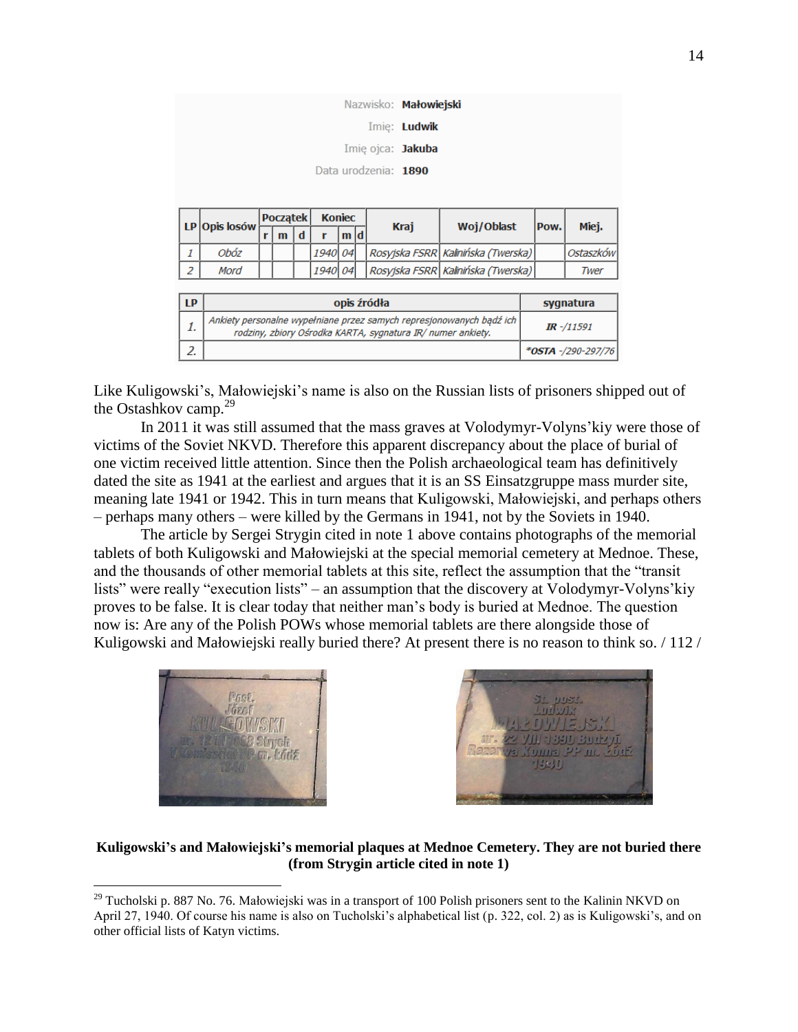Nazwisko: **Małowiejski**

Imię: **Ludwik**

Imię ojca: **Jakuba**

Data urodzenia: **1890**

| LP | Opis losów | Początek | | | Koniec | | | Kraj | Woj/Oblast | Pow. | Miej. |
|---|---|---|---|---|---|---|---|---|---|---|---|
| | | r | m | d | r | m | d | | | | |
| *1* | *Obóz* | | | | *1940* | *04* | | *Rosyjska FSRR* | *Kalinińska (Twerska)* | | *Ostaszków* |
| *2* | *Mord* | | | | *1940* | *04* | | *Rosyjska FSRR* | *Kalinińska (Twerska)* | | *Twer* |

| LP | opis źródła | sygnatura |
|---|---|---|
| *1.* | *Ankiety personalne wypełniane przez samych represjonowanych bądź ich rodziny, zbiory Ośrodka KARTA, sygnatura IR/ numer ankiety.* | ***IR** -/11591* |
| *2.* | | ***\*OSTA** -/290-297/76* |

Like Kuligowski's, Małowiejski's name is also on the Russian lists of prisoners shipped out of the Ostashkov camp.[29]

In 2011 it was still assumed that the mass graves at Volodymyr-Volyns'kiy were those of victims of the Soviet NKVD. Therefore this apparent discrepancy about the place of burial of one victim received little attention. Since then the Polish archaeological team has definitively dated the site as 1941 at the earliest and argues that it is an SS Einsatzgruppe mass murder site, meaning late 1941 or 1942. This in turn means that Kuligowski, Małowiejski, and perhaps others – perhaps many others – were killed by the Germans in 1941, not by the Soviets in 1940.

The article by Sergei Strygin cited in note 1 above contains photographs of the memorial tablets of both Kuligowski and Małowiejski at the special memorial cemetery at Mednoe. These, and the thousands of other memorial tablets at this site, reflect the assumption that the "transit lists" were really "execution lists" – an assumption that the discovery at Volodymyr-Volyns'kiy proves to be false. It is clear today that neither man's body is buried at Mednoe. The question now is: Are any of the Polish POWs whose memorial tablets are there alongside those of Kuligowski and Małowiejski really buried there? At present there is no reason to think so. / 112 /

**Kuligowski's and Małowiejski's memorial plaques at Mednoe Cemetery. They are not buried there (from Strygin article cited in note 1)**

[29] Tucholski p. 887 No. 76. Małowiejski was in a transport of 100 Polish prisoners sent to the Kalinin NKVD on April 27, 1940. Of course his name is also on Tucholski's alphabetical list (p. 322, col. 2) as is Kuligowski's, and on other official lists of Katyn victims.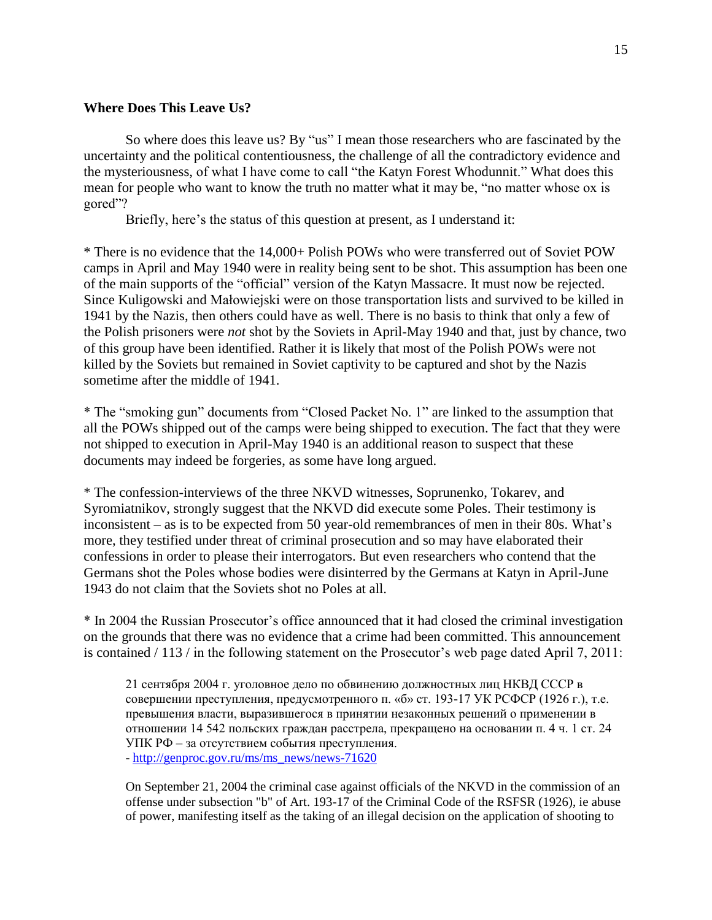**Where Does This Leave Us?**

So where does this leave us? By "us" I mean those researchers who are fascinated by the uncertainty and the political contentiousness, the challenge of all the contradictory evidence and the mysteriousness, of what I have come to call "the Katyn Forest Whodunnit." What does this mean for people who want to know the truth no matter what it may be, "no matter whose ox is gored"?

Briefly, here's the status of this question at present, as I understand it:

* There is no evidence that the 14,000+ Polish POWs who were transferred out of Soviet POW camps in April and May 1940 were in reality being sent to be shot. This assumption has been one of the main supports of the "official" version of the Katyn Massacre. It must now be rejected. Since Kuligowski and Małowiejski were on those transportation lists and survived to be killed in 1941 by the Nazis, then others could have as well. There is no basis to think that only a few of the Polish prisoners were *not* shot by the Soviets in April-May 1940 and that, just by chance, two of this group have been identified. Rather it is likely that most of the Polish POWs were not killed by the Soviets but remained in Soviet captivity to be captured and shot by the Nazis sometime after the middle of 1941.

* The "smoking gun" documents from "Closed Packet No. 1" are linked to the assumption that all the POWs shipped out of the camps were being shipped to execution. The fact that they were not shipped to execution in April-May 1940 is an additional reason to suspect that these documents may indeed be forgeries, as some have long argued.

* The confession-interviews of the three NKVD witnesses, Soprunenko, Tokarev, and Syromiatnikov, strongly suggest that the NKVD did execute some Poles. Their testimony is inconsistent – as is to be expected from 50 year-old remembrances of men in their 80s. What's more, they testified under threat of criminal prosecution and so may have elaborated their confessions in order to please their interrogators. But even researchers who contend that the Germans shot the Poles whose bodies were disinterred by the Germans at Katyn in April-June 1943 do not claim that the Soviets shot no Poles at all.

* In 2004 the Russian Prosecutor's office announced that it had closed the criminal investigation on the grounds that there was no evidence that a crime had been committed. This announcement is contained / 113 / in the following statement on the Prosecutor's web page dated April 7, 2011:

> 21 сентября 2004 г. уголовное дело по обвинению должностных лиц НКВД СССР в совершении преступления, предусмотренного п. «б» ст. 193-17 УК РСФСР (1926 г.), т.е. превышения власти, выразившегося в принятии незаконных решений о применении в отношении 14 542 польских граждан расстрела, прекращено на основании п. 4 ч. 1 ст. 24 УПК РФ – за отсутствием события преступления.
> - http://genproc.gov.ru/ms/ms_news/news-71620
>
> On September 21, 2004 the criminal case against officials of the NKVD in the commission of an offense under subsection "b" of Art. 193-17 of the Criminal Code of the RSFSR (1926), ie abuse of power, manifesting itself as the taking of an illegal decision on the application of shooting to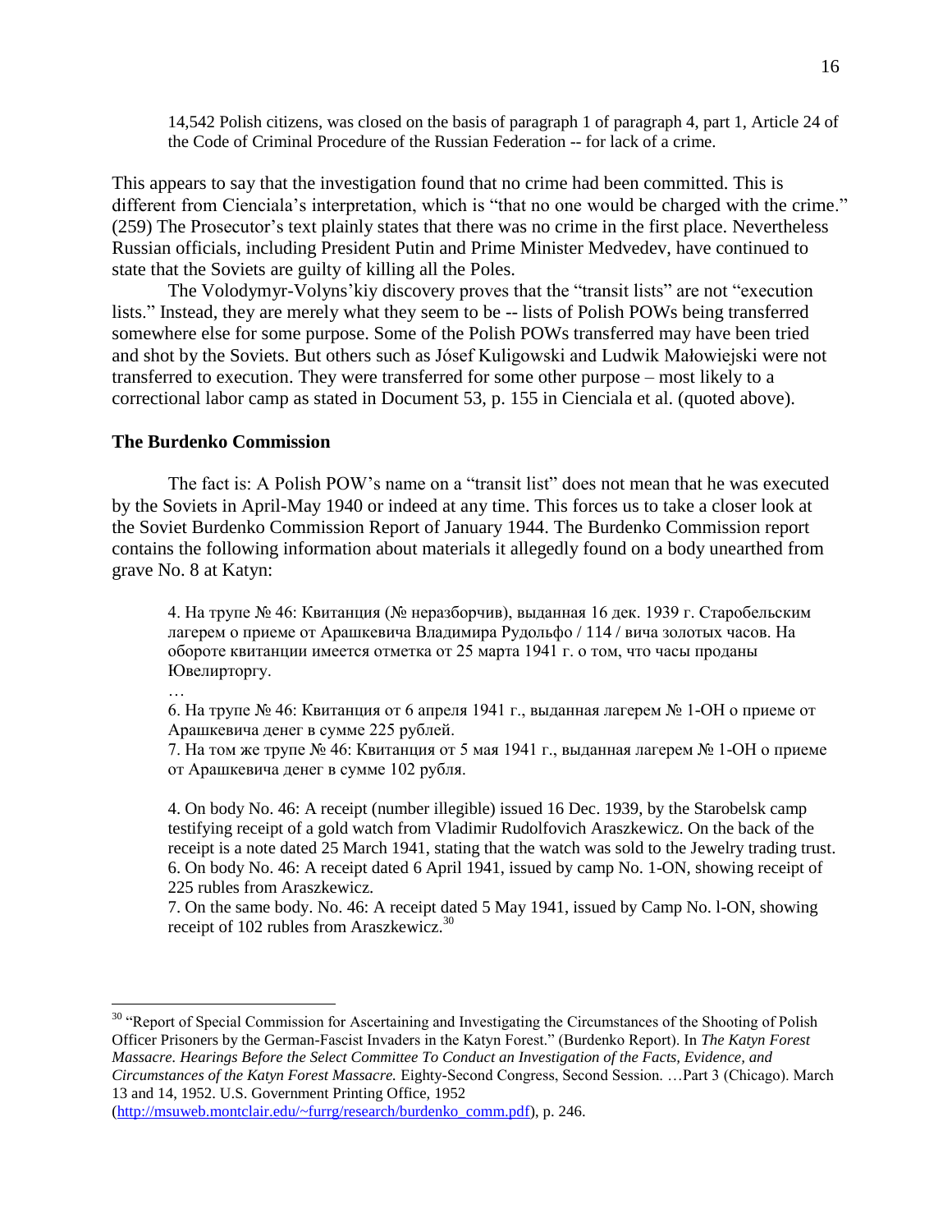> 14,542 Polish citizens, was closed on the basis of paragraph 1 of paragraph 4, part 1, Article 24 of the Code of Criminal Procedure of the Russian Federation -- for lack of a crime.

This appears to say that the investigation found that no crime had been committed. This is different from Cienciala's interpretation, which is "that no one would be charged with the crime." (259) The Prosecutor's text plainly states that there was no crime in the first place. Nevertheless Russian officials, including President Putin and Prime Minister Medvedev, have continued to state that the Soviets are guilty of killing all the Poles.

The Volodymyr-Volyns'kiy discovery proves that the "transit lists" are not "execution lists." Instead, they are merely what they seem to be -- lists of Polish POWs being transferred somewhere else for some purpose. Some of the Polish POWs transferred may have been tried and shot by the Soviets. But others such as Jósef Kuligowski and Ludwik Małowiejski were not transferred to execution. They were transferred for some other purpose – most likely to a correctional labor camp as stated in Document 53, p. 155 in Cienciala et al. (quoted above).

## The Burdenko Commission

The fact is: A Polish POW's name on a "transit list" does not mean that he was executed by the Soviets in April-May 1940 or indeed at any time. This forces us to take a closer look at the Soviet Burdenko Commission Report of January 1944. The Burdenko Commission report contains the following information about materials it allegedly found on a body unearthed from grave No. 8 at Katyn:

> 4. На трупе № 46: Квитанция (№ неразборчив), выданная 16 дек. 1939 г. Старобельским лагерем о приеме от Арашкевича Владимира Рудольфо / 114 / вича золотых часов. На обороте квитанции имеется отметка от 25 марта 1941 г. о том, что часы проданы Ювелирторгу.
>
> …
>
> 6. На трупе № 46: Квитанция от 6 апреля 1941 г., выданная лагерем № 1-ОН о приеме от Арашкевича денег в сумме 225 рублей.
>
> 7. На том же трупе № 46: Квитанция от 5 мая 1941 г., выданная лагерем № 1-ОН о приеме от Арашкевича денег в сумме 102 рубля.
>
> 4. On body No. 46: A receipt (number illegible) issued 16 Dec. 1939, by the Starobelsk camp testifying receipt of a gold watch from Vladimir Rudolfovich Araszkewicz. On the back of the receipt is a note dated 25 March 1941, stating that the watch was sold to the Jewelry trading trust.
>
> 6. On body No. 46: A receipt dated 6 April 1941, issued by camp No. 1-ON, showing receipt of 225 rubles from Araszkewicz.
>
> 7. On the same body. No. 46: A receipt dated 5 May 1941, issued by Camp No. l-ON, showing receipt of 102 rubles from Araszkewicz.[30]

---

[30] "Report of Special Commission for Ascertaining and Investigating the Circumstances of the Shooting of Polish Officer Prisoners by the German-Fascist Invaders in the Katyn Forest." (Burdenko Report). In *The Katyn Forest Massacre. Hearings Before the Select Committee To Conduct an Investigation of the Facts, Evidence, and Circumstances of the Katyn Forest Massacre.* Eighty-Second Congress, Second Session. …Part 3 (Chicago). March 13 and 14, 1952. U.S. Government Printing Office, 1952 (http://msuweb.montclair.edu/~furrg/research/burdenko_comm.pdf), p. 246.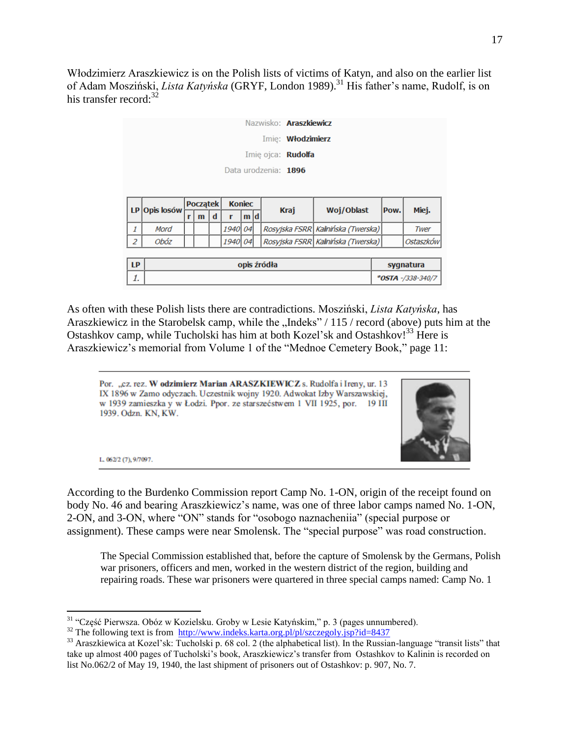Włodzimierz Araszkiewicz is on the Polish lists of victims of Katyn, and also on the earlier list of Adam Moszyński, *Lista Katyńska* (GRYF, London 1989).[31] His father's name, Rudolf, is on his transfer record:[32]

Nazwisko: **Araszkiewicz**
Imię: **Włodzimierz**
Imię ojca: **Rudolfa**
Data urodzenia: **1896**

| LP | Opis losów | Początek | | | Koniec | | | Kraj | Woj/Oblast | Pow. | Miej. |
|---|---|---|---|---|---|---|---|---|---|---|---|
| | | r | m | d | r | m | d | | | | |
| *1* | *Mord* | | | | *1940* | *04* | | *Rosyjska FSRR* | *Kalinińska (Twerska)* | | *Twer* |
| *2* | *Obóz* | | | | *1940* | *04* | | *Rosyjska FSRR* | *Kalinińska (Twerska)* | | *Ostaszków* |

| LP | opis źródła | sygnatura |
|---|---|---|
| *1.* | | ***OSTA** -/338-340/7* |

As often with these Polish lists there are contradictions. Moszyński, *Lista Katyńska*, has Araszkiewicz in the Starobelsk camp, while the „Indeks" / 115 / record (above) puts him at the Ostashkov camp, while Tucholski has him at both Kozel'sk and Ostashkov![33] Here is Araszkiewicz's memorial from Volume 1 of the "Mednoe Cemetery Book," page 11:

> Por. „cz. rez. **W odzimierz Marian ARASZKIEWICZ** s. Rudolfa i Ireny, ur. 13 IX 1896 w Zamo odyczach. Uczestnik wojny 1920. Adwokat Izby Warszawskiej, w 1939 zamieszka y w Łodzi. Ppor. ze starszeéństwem 1 VII 1925, por. 19 III 1939. Odzn. KN, KW.
>
> L. 062/2 (7), 9/7097.

According to the Burdenko Commission report Camp No. 1-ON, origin of the receipt found on body No. 46 and bearing Araszkiewicz's name, was one of three labor camps named No. 1-ON, 2-ON, and 3-ON, where "ON" stands for "osobogo naznacheniia" (special purpose or assignment). These camps were near Smolensk. The "special purpose" was road construction.

> The Special Commission established that, before the capture of Smolensk by the Germans, Polish war prisoners, officers and men, worked in the western district of the region, building and repairing roads. These war prisoners were quartered in three special camps named: Camp No. 1

---

[31] "Część Pierwsza. Obóz w Kozielsku. Groby w Lesie Katyńskim," p. 3 (pages unnumbered).

[32] The following text is from http://www.indeks.karta.org.pl/pl/szczegoly.jsp?id=8437

[33] Araszkiewica at Kozel'sk: Tucholski p. 68 col. 2 (the alphabetical list). In the Russian-language "transit lists" that take up almost 400 pages of Tucholski's book, Araszkiewicz's transfer from Ostashkov to Kalinin is recorded on list No.062/2 of May 19, 1940, the last shipment of prisoners out of Ostashkov: p. 907, No. 7.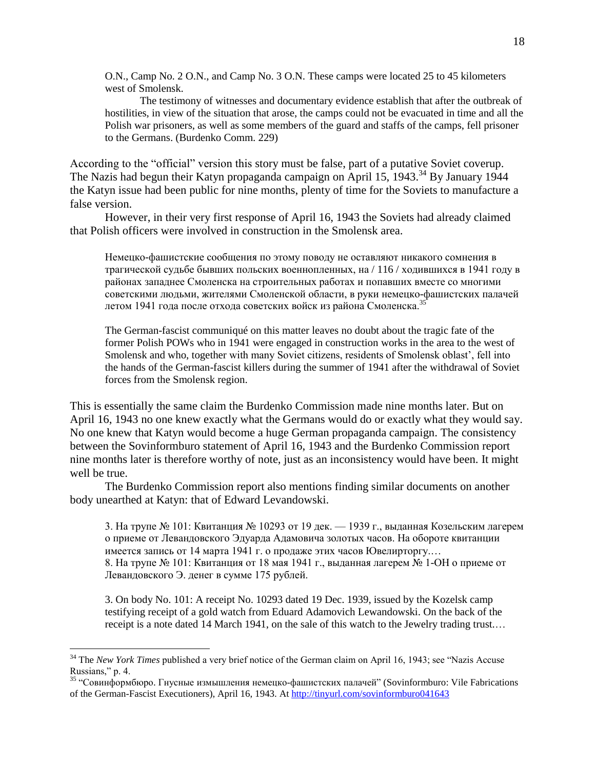> O.N., Camp No. 2 O.N., and Camp No. 3 O.N. These camps were located 25 to 45 kilometers west of Smolensk.
>
> The testimony of witnesses and documentary evidence establish that after the outbreak of hostilities, in view of the situation that arose, the camps could not be evacuated in time and all the Polish war prisoners, as well as some members of the guard and staffs of the camps, fell prisoner to the Germans. (Burdenko Comm. 229)

According to the "official" version this story must be false, part of a putative Soviet coverup. The Nazis had begun their Katyn propaganda campaign on April 15, 1943.[34] By January 1944 the Katyn issue had been public for nine months, plenty of time for the Soviets to manufacture a false version.

However, in their very first response of April 16, 1943 the Soviets had already claimed that Polish officers were involved in construction in the Smolensk area.

> Немецко-фашистские сообщения по этому поводу не оставляют никакого сомнения в трагической судьбе бывших польских военнопленных, на / 116 / ходившихся в 1941 году в районах западнее Смоленска на строительных работах и попавших вместе со многими советскими людьми, жителями Смоленской области, в руки немецко-фашистских палачей летом 1941 года после отхода советских войск из района Смоленска.[35]
>
> The German-fascist communiqué on this matter leaves no doubt about the tragic fate of the former Polish POWs who in 1941 were engaged in construction works in the area to the west of Smolensk and who, together with many Soviet citizens, residents of Smolensk oblast', fell into the hands of the German-fascist killers during the summer of 1941 after the withdrawal of Soviet forces from the Smolensk region.

This is essentially the same claim the Burdenko Commission made nine months later. But on April 16, 1943 no one knew exactly what the Germans would do or exactly what they would say. No one knew that Katyn would become a huge German propaganda campaign. The consistency between the Sovinformburo statement of April 16, 1943 and the Burdenko Commission report nine months later is therefore worthy of note, just as an inconsistency would have been. It might well be true.

The Burdenko Commission report also mentions finding similar documents on another body unearthed at Katyn: that of Edward Levandowski.

> 3. На трупе № 101: Квитанция № 10293 от 19 дек. — 1939 г., выданная Козельским лагерем о приеме от Левандовского Эдуарда Адамовича золотых часов. На обороте квитанции имеется запись от 14 марта 1941 г. о продаже этих часов Ювелирторгу.…
> 8. На трупе № 101: Квитанция от 18 мая 1941 г., выданная лагерем № 1-ОН о приеме от Левандовского Э. денег в сумме 175 рублей.
>
> 3. On body No. 101: A receipt No. 10293 dated 19 Dec. 1939, issued by the Kozelsk camp testifying receipt of a gold watch from Eduard Adamovich Lewandowski. On the back of the receipt is a note dated 14 March 1941, on the sale of this watch to the Jewelry trading trust.…

---

[34] The *New York Times* published a very brief notice of the German claim on April 16, 1943; see "Nazis Accuse Russians," p. 4.

[35] "Совинформбюро. Гнусные измышления немецко-фашистских палачей" (Sovinformburo: Vile Fabrications of the German-Fascist Executioners), April 16, 1943. At http://tinyurl.com/sovinformburo041643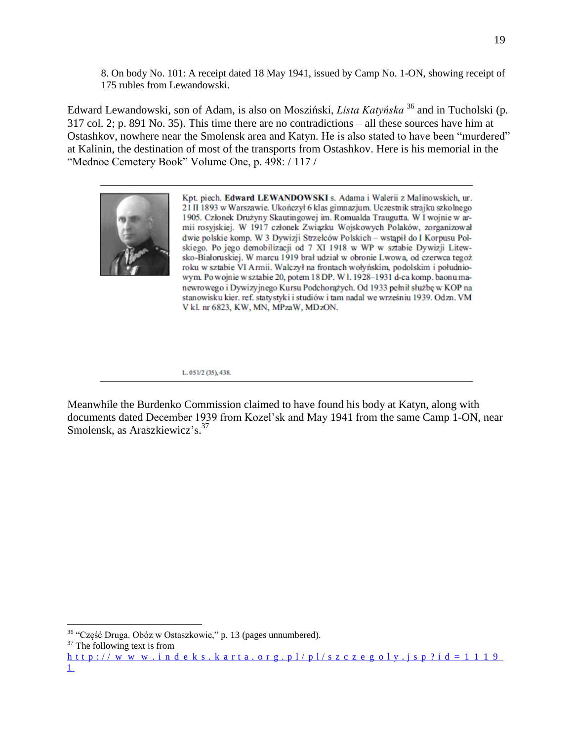8. On body No. 101: A receipt dated 18 May 1941, issued by Camp No. 1-ON, showing receipt of 175 rubles from Lewandowski.

Edward Lewandowski, son of Adam, is also on Moszinski, *Lista Katyńska* [36] and in Tucholski (p. 317 col. 2; p. 891 No. 35). This time there are no contradictions – all these sources have him at Ostashkov, nowhere near the Smolensk area and Katyn. He is also stated to have been "murdered" at Kalinin, the destination of most of the transports from Ostashkov. Here is his memorial in the "Mednoe Cemetery Book" Volume One, p. 498: / 117 /

---

Kpt. piech. **Edward LEWANDOWSKI** s. Adama i Walerii z Malinowskich, ur. 21 II 1893 w Warszawie. Ukończył 6 klas gimnazjum. Uczestnik strajku szkolnego 1905. Członek Drużyny Skautingowej im. Romualda Traugutta. W I wojnie w armii rosyjskiej. W 1917 członek Związku Wojskowych Polaków, zorganizował dwie polskie komp. W 3 Dywizji Strzelców Polskich – wstąpił do I Korpusu Polskiego. Po jego demobilizacji od 7 XI 1918 w WP w sztabie Dywizji Litewsko-Białoruskiej. W marcu 1919 brał udział w obronie Lwowa, od czerwca tegoż roku w sztabie VI Armii. Walczył na frontach wołyńskim, podolskim i południowym. Po wojnie w sztabie 20, potem 18 DP. W l. 1928–1931 d-ca komp. baonu manewrowego i Dywizyjnego Kursu Podchorążych. Od 1933 pełnił służbę w KOP na stanowisku kier. ref. statystyki i studiów i tam nadal we wrześniu 1939. Odzn. VM V kl. nr 6823, KW, MN, MPzaW, MDzON.

L. 051/2 (35), 438.

---

Meanwhile the Burdenko Commission claimed to have found his body at Katyn, along with documents dated December 1939 from Kozel'sk and May 1941 from the same Camp 1-ON, near Smolensk, as Araszkiewicz's.[37]

---

[36] "Część Druga. Obóz w Ostaszkowie," p. 13 (pages unnumbered).

[37] The following text is from http://www.indeks.karta.org.pl/pl/szczegoly.jsp?id=11191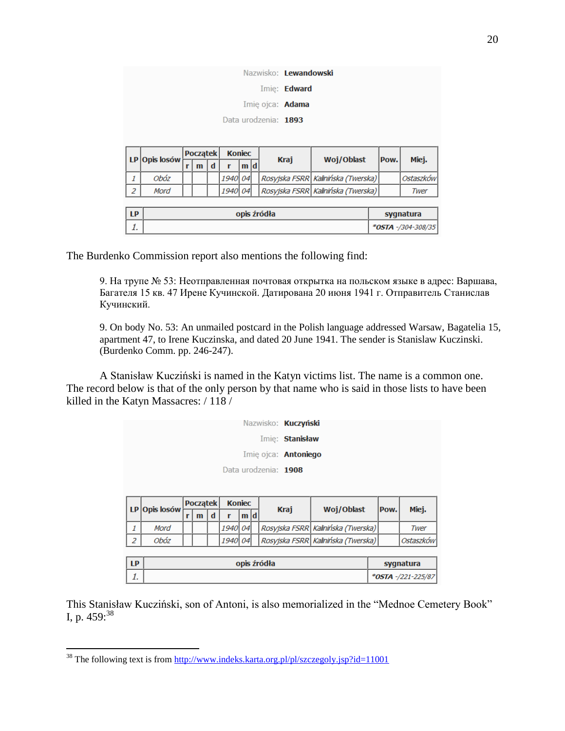Nazwisko: **Lewandowski**

Imię: **Edward**

Imię ojca: **Adama**

Data urodzenia: **1893**

| LP | Opis losów | Początek | | | Koniec | | | Kraj | Woj/Oblast | Pow. | Miej. |
|---|---|---|---|---|---|---|---|---|---|---|---|
| | | r | m | d | r | m | d | | | | |
| *1* | *Obóz* | | | | *1940* | *04* | | *Rosyjska FSRR* | *Kalinińska (Twerska)* | | *Ostaszków* |
| *2* | *Mord* | | | | *1940* | *04* | | *Rosyjska FSRR* | *Kalinińska (Twerska)* | | *Twer* |

| LP | opis źródła | sygnatura |
|---|---|---|
| *1.* | | ***OSTA** -/304-308/35* |

The Burdenko Commission report also mentions the following find:

> 9. На трупе № 53: Неотправленная почтовая открытка на польском языке в адрес: Варшава, Багателя 15 кв. 47 Ирене Кучинской. Датирована 20 июня 1941 г. Отправитель Станислав Кучинский.
>
> 9. On body No. 53: An unmailed postcard in the Polish language addressed Warsaw, Bagatelia 15, apartment 47, to Irene Kuczinska, and dated 20 June 1941. The sender is Stanislaw Kuczinski. (Burdenko Comm. pp. 246-247).

A Stanisław Kucziński is named in the Katyn victims list. The name is a common one. The record below is that of the only person by that name who is said in those lists to have been killed in the Katyn Massacres: / 118 /

Nazwisko: **Kuczyński**

Imię: **Stanisław**

Imię ojca: **Antoniego**

Data urodzenia: **1908**

| LP | Opis losów | Początek | | | Koniec | | | Kraj | Woj/Oblast | Pow. | Miej. |
|---|---|---|---|---|---|---|---|---|---|---|---|
| | | r | m | d | r | m | d | | | | |
| *1* | *Mord* | | | | *1940* | *04* | | *Rosyjska FSRR* | *Kalinińska (Twerska)* | | *Twer* |
| *2* | *Obóz* | | | | *1940* | *04* | | *Rosyjska FSRR* | *Kalinińska (Twerska)* | | *Ostaszków* |

| LP | opis źródła | sygnatura |
|---|---|---|
| *1.* | | ***OSTA** -/221-225/87* |

This Stanisław Kucziński, son of Antoni, is also memorialized in the "Mednoe Cemetery Book" I, p. 459:[38]

---

[38] The following text is from http://www.indeks.karta.org.pl/pl/szczegoly.jsp?id=11001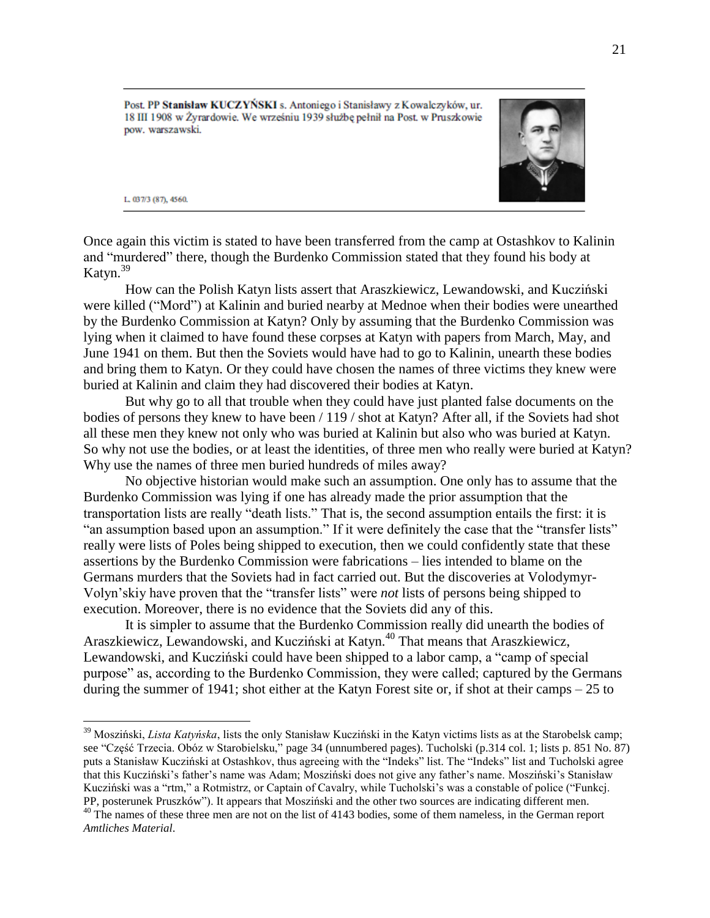Post. PP **Stanisław KUCZYŃSKI** s. Antoniego i Stanisławy z Kowalczyków, ur. 18 III 1908 w Żyrardowie. We wrześniu 1939 służbę pełnił na Post. w Pruszkowie pow. warszawski.

L. 037/3 (87), 4560.

Once again this victim is stated to have been transferred from the camp at Ostashkov to Kalinin and "murdered" there, though the Burdenko Commission stated that they found his body at Katyn.[39]

How can the Polish Katyn lists assert that Araszkiewicz, Lewandowski, and Kuczińskі were killed ("Mord") at Kalinin and buried nearby at Mednoe when their bodies were unearthed by the Burdenko Commission at Katyn? Only by assuming that the Burdenko Commission was lying when it claimed to have found these corpses at Katyn with papers from March, May, and June 1941 on them. But then the Soviets would have had to go to Kalinin, unearth these bodies and bring them to Katyn. Or they could have chosen the names of three victims they knew were buried at Kalinin and claim they had discovered their bodies at Katyn.

But why go to all that trouble when they could have just planted false documents on the bodies of persons they knew to have been / 119 / shot at Katyn? After all, if the Soviets had shot all these men they knew not only who was buried at Kalinin but also who was buried at Katyn. So why not use the bodies, or at least the identities, of three men who really were buried at Katyn? Why use the names of three men buried hundreds of miles away?

No objective historian would make such an assumption. One only has to assume that the Burdenko Commission was lying if one has already made the prior assumption that the transportation lists are really "death lists." That is, the second assumption entails the first: it is "an assumption based upon an assumption." If it were definitely the case that the "transfer lists" really were lists of Poles being shipped to execution, then we could confidently state that these assertions by the Burdenko Commission were fabrications – lies intended to blame on the Germans murders that the Soviets had in fact carried out. But the discoveries at Volodymyr-Volyn'skiy have proven that the "transfer lists" were *not* lists of persons being shipped to execution. Moreover, there is no evidence that the Soviets did any of this.

It is simpler to assume that the Burdenko Commission really did unearth the bodies of Araszkiewicz, Lewandowski, and Kuczińskі at Katyn.[40] That means that Araszkiewicz, Lewandowski, and Kuczińskі could have been shipped to a labor camp, a "camp of special purpose" as, according to the Burdenko Commission, they were called; captured by the Germans during the summer of 1941; shot either at the Katyn Forest site or, if shot at their camps – 25 to

[39] Moszński, *Lista Katyńska*, lists the only Stanisław Kuczińskі in the Katyn victims lists as at the Starobelsk camp; see "Część Trzecia. Obóz w Starobielsku," page 34 (unnumbered pages). Tucholski (p.314 col. 1; lists p. 851 No. 87) puts a Stanisław Kuczińskі at Ostashkov, thus agreeing with the "Indeks" list. The "Indeks" list and Tucholski agree that this Kuczińskі's father's name was Adam; Moszński does not give any father's name. Moszński's Stanisław Kuczińskі was a "rtm," a Rotmistrz, or Captain of Cavalry, while Tucholski's was a constable of police ("Funkcj. PP, posterunek Pruszków"). It appears that Moszński and the other two sources are indicating different men.

[40] The names of these three men are not on the list of 4143 bodies, some of them nameless, in the German report *Amtliches Material*.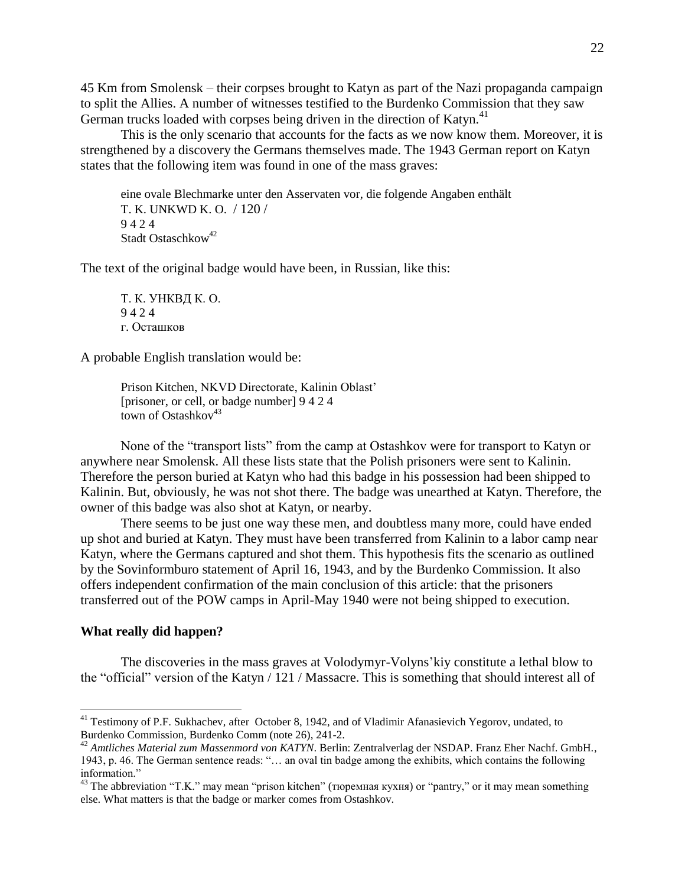45 Km from Smolensk – their corpses brought to Katyn as part of the Nazi propaganda campaign to split the Allies. A number of witnesses testified to the Burdenko Commission that they saw German trucks loaded with corpses being driven in the direction of Katyn.[41]

This is the only scenario that accounts for the facts as we now know them. Moreover, it is strengthened by a discovery the Germans themselves made. The 1943 German report on Katyn states that the following item was found in one of the mass graves:

> eine ovale Blechmarke unter den Asservaten vor, die folgende Angaben enthält
> T. K. UNKWD K. O. / 120 /
> 9 4 2 4
> Stadt Ostaschkow[42]

The text of the original badge would have been, in Russian, like this:

> Т. К. УНКВД К. О.
> 9 4 2 4
> г. Осташков

A probable English translation would be:

> Prison Kitchen, NKVD Directorate, Kalinin Oblast'
> [prisoner, or cell, or badge number] 9 4 2 4
> town of Ostashkov[43]

None of the "transport lists" from the camp at Ostashkov were for transport to Katyn or anywhere near Smolensk. All these lists state that the Polish prisoners were sent to Kalinin. Therefore the person buried at Katyn who had this badge in his possession had been shipped to Kalinin. But, obviously, he was not shot there. The badge was unearthed at Katyn. Therefore, the owner of this badge was also shot at Katyn, or nearby.

There seems to be just one way these men, and doubtless many more, could have ended up shot and buried at Katyn. They must have been transferred from Kalinin to a labor camp near Katyn, where the Germans captured and shot them. This hypothesis fits the scenario as outlined by the Sovinformburo statement of April 16, 1943, and by the Burdenko Commission. It also offers independent confirmation of the main conclusion of this article: that the prisoners transferred out of the POW camps in April-May 1940 were not being shipped to execution.

**What really did happen?**

The discoveries in the mass graves at Volodymyr-Volyns'kiy constitute a lethal blow to the "official" version of the Katyn / 121 / Massacre. This is something that should interest all of

---

[41] Testimony of P.F. Sukhachev, after October 8, 1942, and of Vladimir Afanasievich Yegorov, undated, to Burdenko Commission, Burdenko Comm (note 26), 241-2.

[42] *Amtliches Material zum Massenmord von KATYN*. Berlin: Zentralverlag der NSDAP. Franz Eher Nachf. GmbH., 1943, p. 46. The German sentence reads: "… an oval tin badge among the exhibits, which contains the following information."

[43] The abbreviation "T.K." may mean "prison kitchen" (тюремная кухня) or "pantry," or it may mean something else. What matters is that the badge or marker comes from Ostashkov.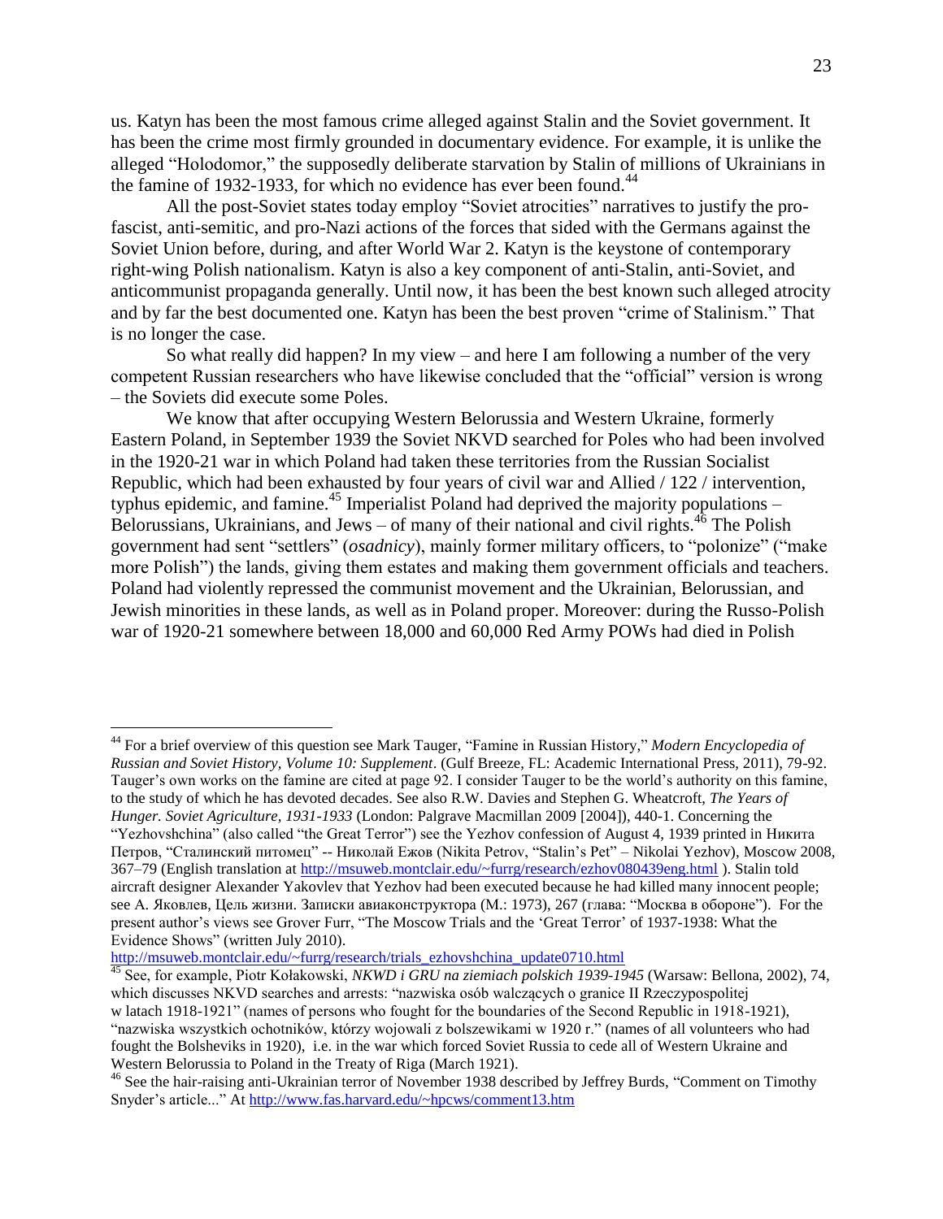us. Katyn has been the most famous crime alleged against Stalin and the Soviet government. It has been the crime most firmly grounded in documentary evidence. For example, it is unlike the alleged "Holodomor," the supposedly deliberate starvation by Stalin of millions of Ukrainians in the famine of 1932-1933, for which no evidence has ever been found.[44]

All the post-Soviet states today employ "Soviet atrocities" narratives to justify the pro-fascist, anti-semitic, and pro-Nazi actions of the forces that sided with the Germans against the Soviet Union before, during, and after World War 2. Katyn is the keystone of contemporary right-wing Polish nationalism. Katyn is also a key component of anti-Stalin, anti-Soviet, and anticommunist propaganda generally. Until now, it has been the best known such alleged atrocity and by far the best documented one. Katyn has been the best proven "crime of Stalinism." That is no longer the case.

So what really did happen? In my view – and here I am following a number of the very competent Russian researchers who have likewise concluded that the "official" version is wrong – the Soviets did execute some Poles.

We know that after occupying Western Belorussia and Western Ukraine, formerly Eastern Poland, in September 1939 the Soviet NKVD searched for Poles who had been involved in the 1920-21 war in which Poland had taken these territories from the Russian Socialist Republic, which had been exhausted by four years of civil war and Allied / 122 / intervention, typhus epidemic, and famine.[45] Imperialist Poland had deprived the majority populations – Belorussians, Ukrainians, and Jews – of many of their national and civil rights.[46] The Polish government had sent "settlers" (*osadnicy*), mainly former military officers, to "polonize" ("make more Polish") the lands, giving them estates and making them government officials and teachers. Poland had violently repressed the communist movement and the Ukrainian, Belorussian, and Jewish minorities in these lands, as well as in Poland proper. Moreover: during the Russo-Polish war of 1920-21 somewhere between 18,000 and 60,000 Red Army POWs had died in Polish

---

[44] For a brief overview of this question see Mark Tauger, "Famine in Russian History," *Modern Encyclopedia of Russian and Soviet History, Volume 10: Supplement*. (Gulf Breeze, FL: Academic International Press, 2011), 79-92. Tauger's own works on the famine are cited at page 92. I consider Tauger to be the world's authority on this famine, to the study of which he has devoted decades. See also R.W. Davies and Stephen G. Wheatcroft, *The Years of Hunger. Soviet Agriculture, 1931-1933* (London: Palgrave Macmillan 2009 [2004]), 440-1. Concerning the "Yezhovshchina" (also called "the Great Terror") see the Yezhov confession of August 4, 1939 printed in Никита Петров, "Сталинский питомец" -- Николай Ежов (Nikita Petrov, "Stalin's Pet" – Nikolai Yezhov), Moscow 2008, 367–79 (English translation at http://msuweb.montclair.edu/~furrg/research/ezhov080439eng.html ). Stalin told aircraft designer Alexander Yakovlev that Yezhov had been executed because he had killed many innocent people; see А. Яковлев, Цель жизни. Записки авиаконструктора (М.: 1973), 267 (глава: "Москва в обороне"). For the present author's views see Grover Furr, "The Moscow Trials and the 'Great Terror' of 1937-1938: What the Evidence Shows" (written July 2010). http://msuweb.montclair.edu/~furrg/research/trials_ezhovshchina_update0710.html

[45] See, for example, Piotr Kołakowski, *NKWD i GRU na ziemiach polskich 1939-1945* (Warsaw: Bellona, 2002), 74, which discusses NKVD searches and arrests: "nazwiska osób walczących o granice II Rzeczypospolitej w latach 1918-1921" (names of persons who fought for the boundaries of the Second Republic in 1918-1921), "nazwiska wszystkich ochotników, którzy wojowali z bolszewikami w 1920 r." (names of all volunteers who had fought the Bolsheviks in 1920), i.e. in the war which forced Soviet Russia to cede all of Western Ukraine and Western Belorussia to Poland in the Treaty of Riga (March 1921).

[46] See the hair-raising anti-Ukrainian terror of November 1938 described by Jeffrey Burds, "Comment on Timothy Snyder's article..." At http://www.fas.harvard.edu/~hpcws/comment13.htm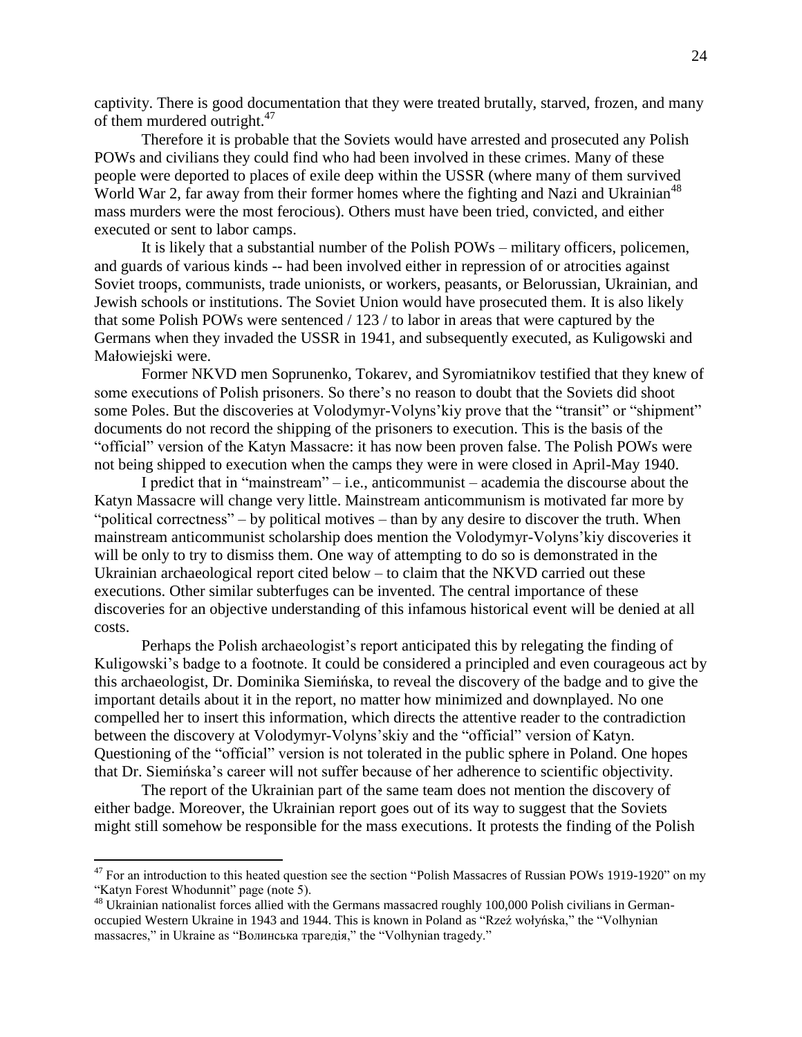captivity. There is good documentation that they were treated brutally, starved, frozen, and many of them murdered outright.[47]

Therefore it is probable that the Soviets would have arrested and prosecuted any Polish POWs and civilians they could find who had been involved in these crimes. Many of these people were deported to places of exile deep within the USSR (where many of them survived World War 2, far away from their former homes where the fighting and Nazi and Ukrainian[48] mass murders were the most ferocious). Others must have been tried, convicted, and either executed or sent to labor camps.

It is likely that a substantial number of the Polish POWs – military officers, policemen, and guards of various kinds -- had been involved either in repression of or atrocities against Soviet troops, communists, trade unionists, or workers, peasants, or Belorussian, Ukrainian, and Jewish schools or institutions. The Soviet Union would have prosecuted them. It is also likely that some Polish POWs were sentenced / 123 / to labor in areas that were captured by the Germans when they invaded the USSR in 1941, and subsequently executed, as Kuligowski and Małowiejski were.

Former NKVD men Soprunenko, Tokarev, and Syromiatnikov testified that they knew of some executions of Polish prisoners. So there's no reason to doubt that the Soviets did shoot some Poles. But the discoveries at Volodymyr-Volyns'kiy prove that the "transit" or "shipment" documents do not record the shipping of the prisoners to execution. This is the basis of the "official" version of the Katyn Massacre: it has now been proven false. The Polish POWs were not being shipped to execution when the camps they were in were closed in April-May 1940.

I predict that in "mainstream" – i.e., anticommunist – academia the discourse about the Katyn Massacre will change very little. Mainstream anticommunism is motivated far more by "political correctness" – by political motives – than by any desire to discover the truth. When mainstream anticommunist scholarship does mention the Volodymyr-Volyns'kiy discoveries it will be only to try to dismiss them. One way of attempting to do so is demonstrated in the Ukrainian archaeological report cited below – to claim that the NKVD carried out these executions. Other similar subterfuges can be invented. The central importance of these discoveries for an objective understanding of this infamous historical event will be denied at all costs.

Perhaps the Polish archaeologist's report anticipated this by relegating the finding of Kuligowski's badge to a footnote. It could be considered a principled and even courageous act by this archaeologist, Dr. Dominika Siemińska, to reveal the discovery of the badge and to give the important details about it in the report, no matter how minimized and downplayed. No one compelled her to insert this information, which directs the attentive reader to the contradiction between the discovery at Volodymyr-Volyns'skiy and the "official" version of Katyn. Questioning of the "official" version is not tolerated in the public sphere in Poland. One hopes that Dr. Siemińska's career will not suffer because of her adherence to scientific objectivity.

The report of the Ukrainian part of the same team does not mention the discovery of either badge. Moreover, the Ukrainian report goes out of its way to suggest that the Soviets might still somehow be responsible for the mass executions. It protests the finding of the Polish

---

[47] For an introduction to this heated question see the section "Polish Massacres of Russian POWs 1919-1920" on my "Katyn Forest Whodunnit" page (note 5).

[48] Ukrainian nationalist forces allied with the Germans massacred roughly 100,000 Polish civilians in German-occupied Western Ukraine in 1943 and 1944. This is known in Poland as "Rzeź wołyńska," the "Volhynian massacres," in Ukraine as "Волинська трагедія," the "Volhynian tragedy."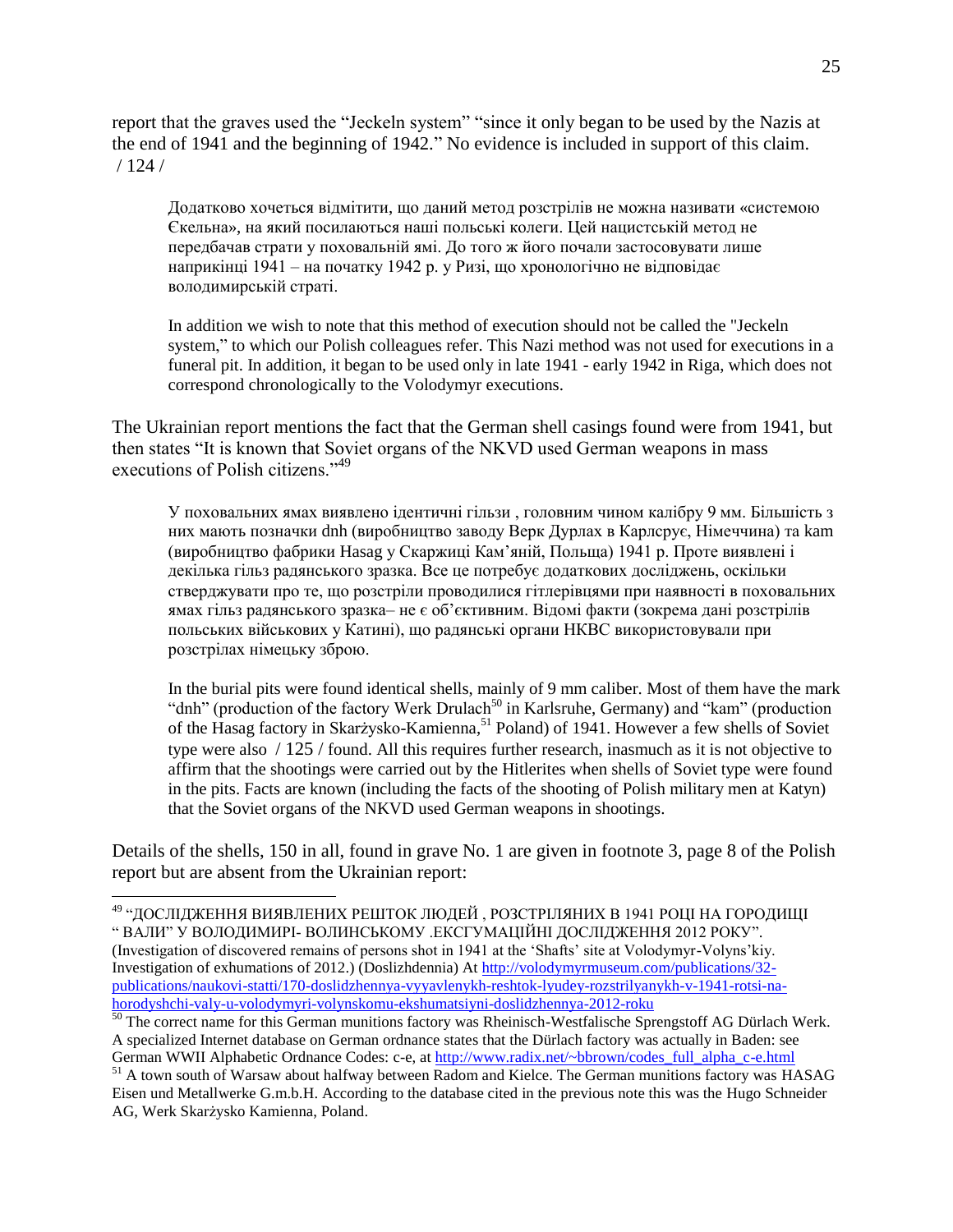report that the graves used the "Jeckeln system" "since it only began to be used by the Nazis at the end of 1941 and the beginning of 1942." No evidence is included in support of this claim. / 124 /

> Додатково хочеться відмітити, що даний метод розстрілів не можна називати «системою Єкельна», на який посилаються наші польські колеги. Цей нацистській метод не передбачав страти у поховальній ямі. До того ж його почали застосовувати лише наприкінці 1941 – на початку 1942 р. у Ризі, що хронологічно не відповідає володимирській страті.
>
> In addition we wish to note that this method of execution should not be called the "Jeckeln system," to which our Polish colleagues refer. This Nazi method was not used for executions in a funeral pit. In addition, it began to be used only in late 1941 - early 1942 in Riga, which does not correspond chronologically to the Volodymyr executions.

The Ukrainian report mentions the fact that the German shell casings found were from 1941, but then states "It is known that Soviet organs of the NKVD used German weapons in mass executions of Polish citizens."[49]

> У поховальних ямах виявлено ідентичні гільзи , головним чином калібру 9 мм. Більшість з них мають позначки dnh (виробництво заводу Верк Дурлах в Карлсрує, Німеччина) та kam (виробництво фабрики Hasag у Скаржиці Кам'яній, Польща) 1941 р. Проте виявлені і декілька гільз радянського зразка. Все це потребує додаткових досліджень, оскільки стверджувати про те, що розстріли проводилися гітлерівцями при наявності в поховальних ямах гільз радянського зразка– не є об'єктивним. Відомі факти (зокрема дані розстрілів польських військових у Катині), що радянські органи НКВС використовували при розстрілах німецьку зброю.
>
> In the burial pits were found identical shells, mainly of 9 mm caliber. Most of them have the mark "dnh" (production of the factory Werk Drulach[50] in Karlsruhe, Germany) and "kam" (production of the Hasag factory in Skarżysko-Kamienna,[51] Poland) of 1941. However a few shells of Soviet type were also / 125 / found. All this requires further research, inasmuch as it is not objective to affirm that the shootings were carried out by the Hitlerites when shells of Soviet type were found in the pits. Facts are known (including the facts of the shooting of Polish military men at Katyn) that the Soviet organs of the NKVD used German weapons in shootings.

Details of the shells, 150 in all, found in grave No. 1 are given in footnote 3, page 8 of the Polish report but are absent from the Ukrainian report:

---

[49] "ДОСЛІДЖЕННЯ ВИЯВЛЕНИХ РЕШТОК ЛЮДЕЙ , РОЗСТРІЛЯНИХ В 1941 РОЦІ НА ГОРОДИЩІ " ВАЛИ" У ВОЛОДИМИРІ- ВОЛИНСЬКОМУ .ЕКСГУМАЦІЙНІ ДОСЛІДЖЕННЯ 2012 РОКУ". (Investigation of discovered remains of persons shot in 1941 at the 'Shafts' site at Volodymyr-Volyns'kiy. Investigation of exhumations of 2012.) (Doslizhdennia) At http://volodymyrmuseum.com/publications/32-publications/naukovi-statti/170-doslidzhennya-vyyavlenykh-reshtok-lyudey-rozstrilyanykh-v-1941-rotsi-na-horodyshchi-valy-u-volodymyri-volynskomu-ekshumatsiyni-doslidzhennya-2012-roku

[50] The correct name for this German munitions factory was Rheinisch-Westfalische Sprengstoff AG Dürlach Werk. A specialized Internet database on German ordnance states that the Dürlach factory was actually in Baden: see German WWII Alphabetic Ordnance Codes: c-e, at http://www.radix.net/~bbrown/codes_full_alpha_c-e.html

[51] A town south of Warsaw about halfway between Radom and Kielce. The German munitions factory was HASAG Eisen und Metallwerke G.m.b.H. According to the database cited in the previous note this was the Hugo Schneider AG, Werk Skarżysko Kamienna, Poland.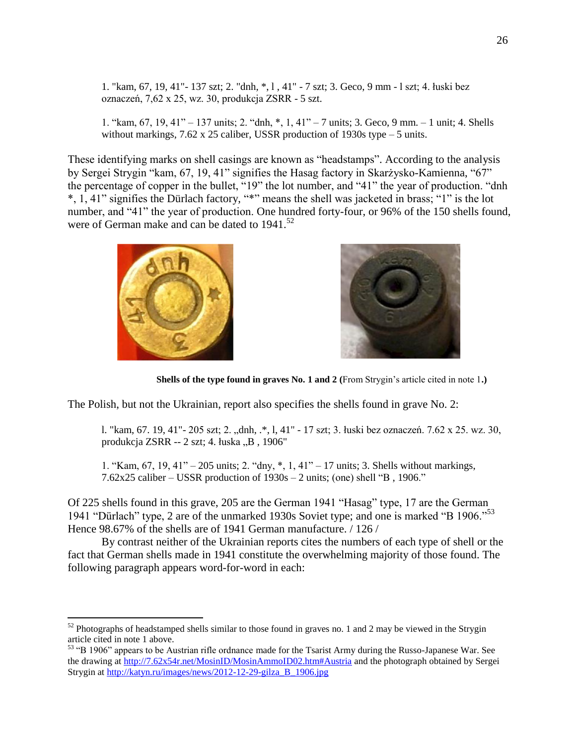> 1. "kam, 67, 19, 41"- 137 szt; 2. "dnh, *, l , 41" - 7 szt; 3. Geco, 9 mm - l szt; 4. łuski bez oznaczeń, 7,62 x 25, wz. 30, produkcja ZSRR - 5 szt.

> 1. "kam, 67, 19, 41" – 137 units; 2. "dnh, *, 1, 41" – 7 units; 3. Geco, 9 mm. – 1 unit; 4. Shells without markings, 7.62 x 25 caliber, USSR production of 1930s type – 5 units.

These identifying marks on shell casings are known as "headstamps". According to the analysis by Sergei Strygin "kam, 67, 19, 41" signifies the Hasag factory in Skarżysko-Kamienna, "67" the percentage of copper in the bullet, "19" the lot number, and "41" the year of production. "dnh *, 1, 41" signifies the Dürlach factory, "*" means the shell was jacketed in brass; "1" is the lot number, and "41" the year of production. One hundred forty-four, or 96% of the 150 shells found, were of German make and can be dated to 1941.[52]

**Shells of the type found in graves No. 1 and 2 (**From Strygin's article cited in note 1**.)**

The Polish, but not the Ukrainian, report also specifies the shells found in grave No. 2:

> l. "kam, 67. 19, 41"- 205 szt; 2. „dnh, .*, l, 41" - 17 szt; 3. łuski bez oznaczeń. 7.62 x 25. wz. 30, produkcja ZSRR -- 2 szt; 4. łuska „B , 1906"

> 1. "Kam, 67, 19, 41" – 205 units; 2. "dny, *, 1, 41" – 17 units; 3. Shells without markings, 7.62x25 caliber – USSR production of 1930s – 2 units; (one) shell "B , 1906."

Of 225 shells found in this grave, 205 are the German 1941 "Hasag" type, 17 are the German 1941 "Dürlach" type, 2 are of the unmarked 1930s Soviet type; and one is marked "B 1906."[53] Hence 98.67% of the shells are of 1941 German manufacture. / 126 /

By contrast neither of the Ukrainian reports cites the numbers of each type of shell or the fact that German shells made in 1941 constitute the overwhelming majority of those found. The following paragraph appears word-for-word in each:

---

[52] Photographs of headstamped shells similar to those found in graves no. 1 and 2 may be viewed in the Strygin article cited in note 1 above.

[53] "B 1906" appears to be Austrian rifle ordnance made for the Tsarist Army during the Russo-Japanese War. See the drawing at http://7.62x54r.net/MosinID/MosinAmmoID02.htm#Austria and the photograph obtained by Sergei Strygin at http://katyn.ru/images/news/2012-12-29-gilza_B_1906.jpg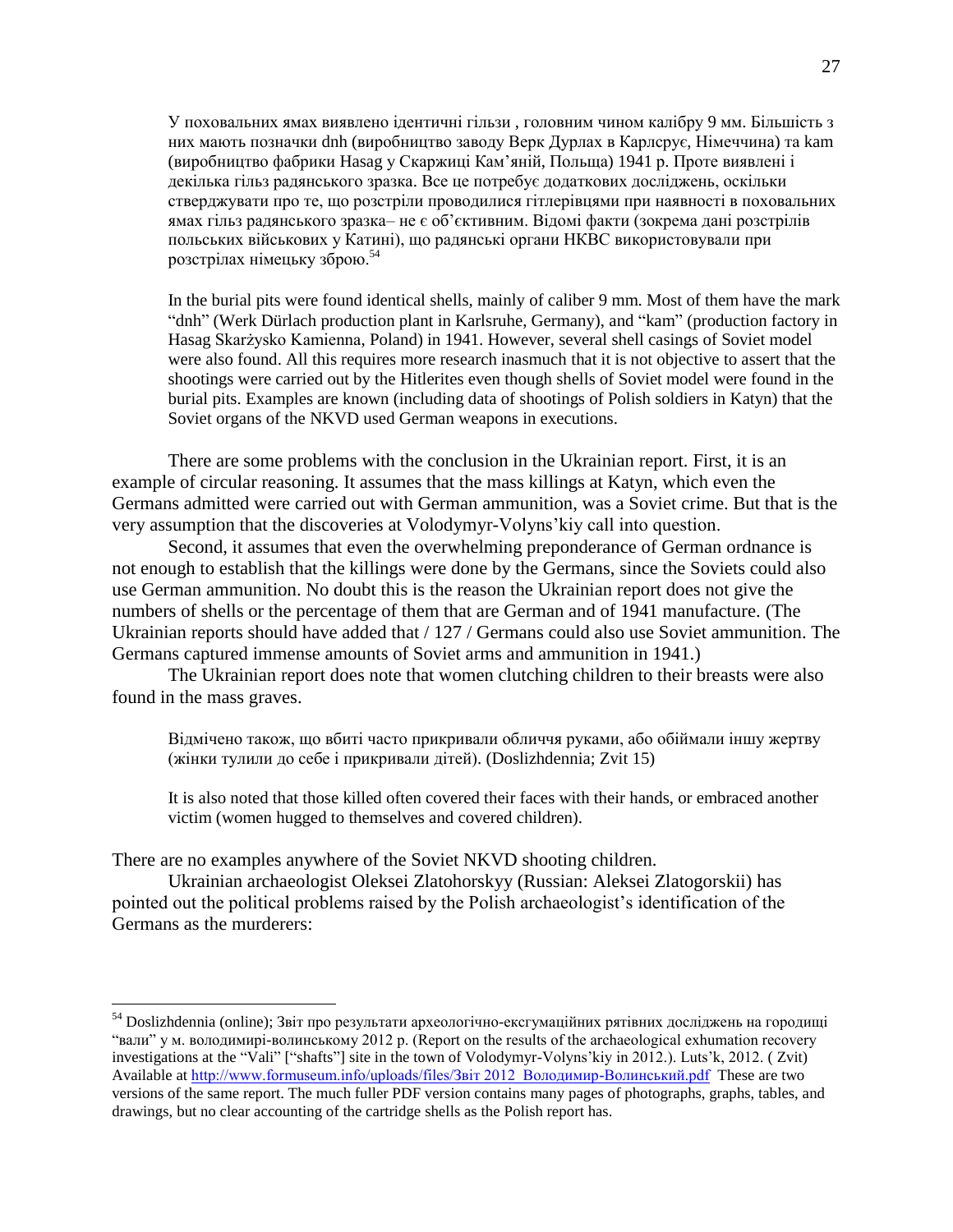> У поховальних ямах виявлено ідентичні гільзи , головним чином калібру 9 мм. Більшість з них мають позначки dnh (виробництво заводу Верк Дурлах в Карлсрує, Німеччина) та kam (виробництво фабрики Hasag у Скаржиці Кам'яній, Польща) 1941 р. Проте виявлені і декілька гільз радянського зразка. Все це потребує додаткових досліджень, оскільки стверджувати про те, що розстріли проводилися гітлерівцями при наявності в поховальних ямах гільз радянського зразка– не є об'єктивним. Відомі факти (зокрема дані розстрілів польських військових у Катині), що радянські органи НКВС використовували при розстрілах німецьку зброю.[54]
>
> In the burial pits were found identical shells, mainly of caliber 9 mm. Most of them have the mark "dnh" (Werk Dürlach production plant in Karlsruhe, Germany), and "kam" (production factory in Hasag Skarżysko Kamienna, Poland) in 1941. However, several shell casings of Soviet model were also found. All this requires more research inasmuch that it is not objective to assert that the shootings were carried out by the Hitlerites even though shells of Soviet model were found in the burial pits. Examples are known (including data of shootings of Polish soldiers in Katyn) that the Soviet organs of the NKVD used German weapons in executions.

There are some problems with the conclusion in the Ukrainian report. First, it is an example of circular reasoning. It assumes that the mass killings at Katyn, which even the Germans admitted were carried out with German ammunition, was a Soviet crime. But that is the very assumption that the discoveries at Volodymyr-Volyns'kiy call into question.

Second, it assumes that even the overwhelming preponderance of German ordnance is not enough to establish that the killings were done by the Germans, since the Soviets could also use German ammunition. No doubt this is the reason the Ukrainian report does not give the numbers of shells or the percentage of them that are German and of 1941 manufacture. (The Ukrainian reports should have added that / 127 / Germans could also use Soviet ammunition. The Germans captured immense amounts of Soviet arms and ammunition in 1941.)

The Ukrainian report does note that women clutching children to their breasts were also found in the mass graves.

> Відмічено також, що вбиті часто прикривали обличчя руками, або обіймали іншу жертву (жінки тулили до себе і прикривали дітей). (Doslizhdennia; Zvit 15)
>
> It is also noted that those killed often covered their faces with their hands, or embraced another victim (women hugged to themselves and covered children).

There are no examples anywhere of the Soviet NKVD shooting children.

Ukrainian archaeologist Oleksei Zlatohorskyy (Russian: Aleksei Zlatogorskii) has pointed out the political problems raised by the Polish archaeologist's identification of the Germans as the murderers:

---

[54] Doslizhdennia (online); Звіт про результати археологічно-ексгумаційних рятівних досліджень на городищі "вали" у м. володимирі-волинському 2012 р. (Report on the results of the archaeological exhumation recovery investigations at the "Vali" ["shafts"] site in the town of Volodymyr-Volyns'kiy in 2012.). Luts'k, 2012. ( Zvit) Available at http://www.formuseum.info/uploads/files/Звіт 2012_Володимир-Волинський.pdf These are two versions of the same report. The much fuller PDF version contains many pages of photographs, graphs, tables, and drawings, but no clear accounting of the cartridge shells as the Polish report has.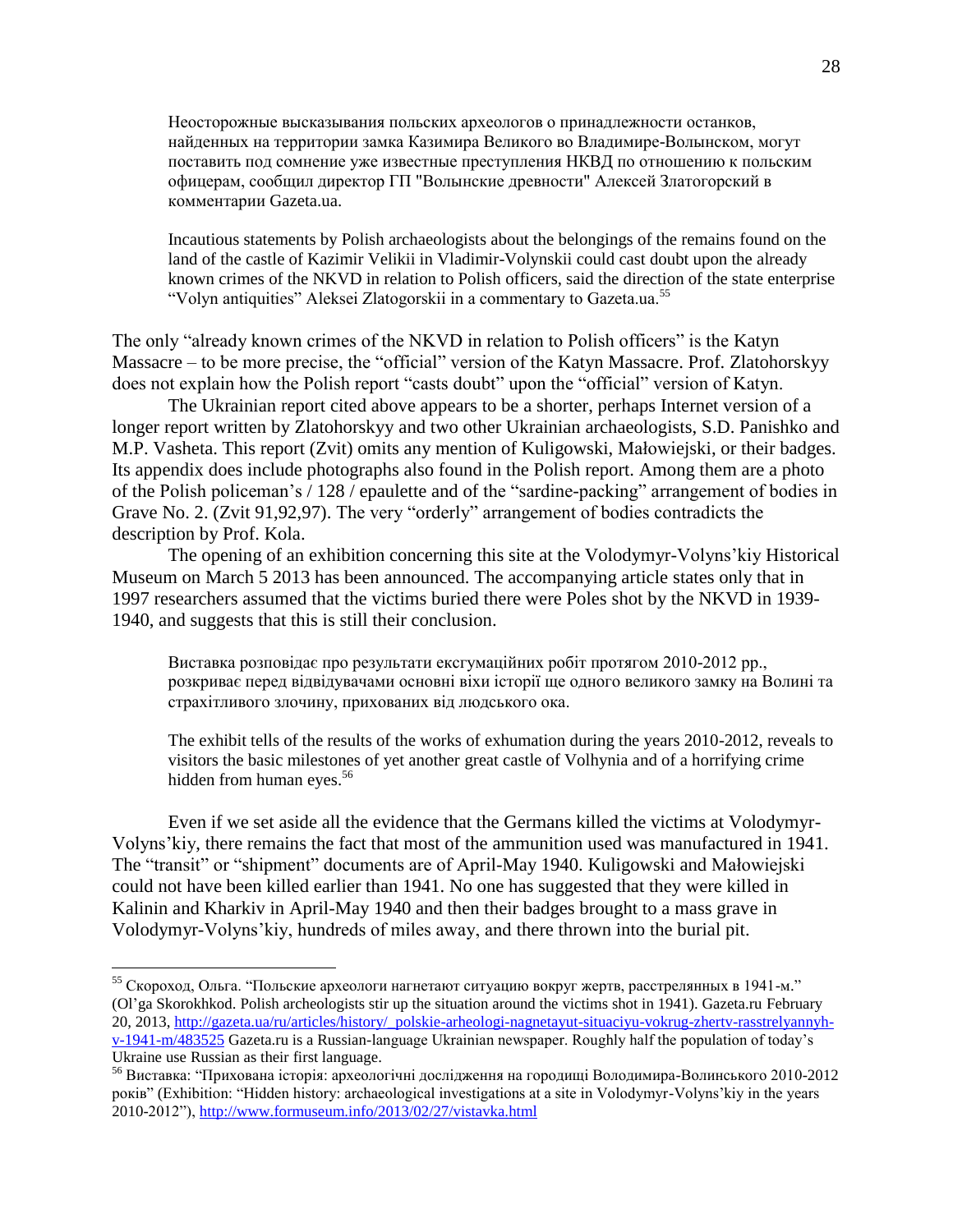> Неосторожные высказывания польских археологов о принадлежности останков, найденных на территории замка Казимира Великого во Владимире-Волынском, могут поставить под сомнение уже известные преступления НКВД по отношению к польским офицерам, сообщил директор ГП "Волынские древности" Алексей Златогорский в комментарии Gazeta.ua.
>
> Incautious statements by Polish archaeologists about the belongings of the remains found on the land of the castle of Kazimir Velikii in Vladimir-Volynskii could cast doubt upon the already known crimes of the NKVD in relation to Polish officers, said the direction of the state enterprise "Volyn antiquities" Aleksei Zlatogorskii in a commentary to Gazeta.ua.[55]

The only "already known crimes of the NKVD in relation to Polish officers" is the Katyn Massacre – to be more precise, the "official" version of the Katyn Massacre. Prof. Zlatohorskyy does not explain how the Polish report "casts doubt" upon the "official" version of Katyn.

The Ukrainian report cited above appears to be a shorter, perhaps Internet version of a longer report written by Zlatohorskyy and two other Ukrainian archaeologists, S.D. Panishko and M.P. Vasheta. This report (Zvit) omits any mention of Kuligowski, Małowiejski, or their badges. Its appendix does include photographs also found in the Polish report. Among them are a photo of the Polish policeman's / 128 / epaulette and of the "sardine-packing" arrangement of bodies in Grave No. 2. (Zvit 91,92,97). The very "orderly" arrangement of bodies contradicts the description by Prof. Kola.

The opening of an exhibition concerning this site at the Volodymyr-Volyns'kiy Historical Museum on March 5 2013 has been announced. The accompanying article states only that in 1997 researchers assumed that the victims buried there were Poles shot by the NKVD in 1939-1940, and suggests that this is still their conclusion.

> Виставка розповідає про результати ексгумаційних робіт протягом 2010-2012 рр., розкриває перед відвідувачами основні віхи історії ще одного великого замку на Волині та страхітливого злочину, прихованих від людського ока.
>
> The exhibit tells of the results of the works of exhumation during the years 2010-2012, reveals to visitors the basic milestones of yet another great castle of Volhynia and of a horrifying crime hidden from human eyes.[56]

Even if we set aside all the evidence that the Germans killed the victims at Volodymyr-Volyns'kiy, there remains the fact that most of the ammunition used was manufactured in 1941. The "transit" or "shipment" documents are of April-May 1940. Kuligowski and Małowiejski could not have been killed earlier than 1941. No one has suggested that they were killed in Kalinin and Kharkiv in April-May 1940 and then their badges brought to a mass grave in Volodymyr-Volyns'kiy, hundreds of miles away, and there thrown into the burial pit.

---

[55] Скороход, Ольга. "Польские археологи нагнетают ситуацию вокруг жертв, расстрелянных в 1941-м." (Ol'ga Skorokhkod. Polish archeologists stir up the situation around the victims shot in 1941). Gazeta.ru February 20, 2013, http://gazeta.ua/ru/articles/history/_polskie-arheologi-nagnetayut-situaciyu-vokrug-zhertv-rasstrelyannyh-v-1941-m/483525 Gazeta.ru is a Russian-language Ukrainian newspaper. Roughly half the population of today's Ukraine use Russian as their first language.

[56] Виставка: "Прихована історія: археологічні дослідження на городищі Володимира-Волинського 2010-2012 років" (Exhibition: "Hidden history: archaeological investigations at a site in Volodymyr-Volyns'kiy in the years 2010-2012"), http://www.formuseum.info/2013/02/27/vistavka.html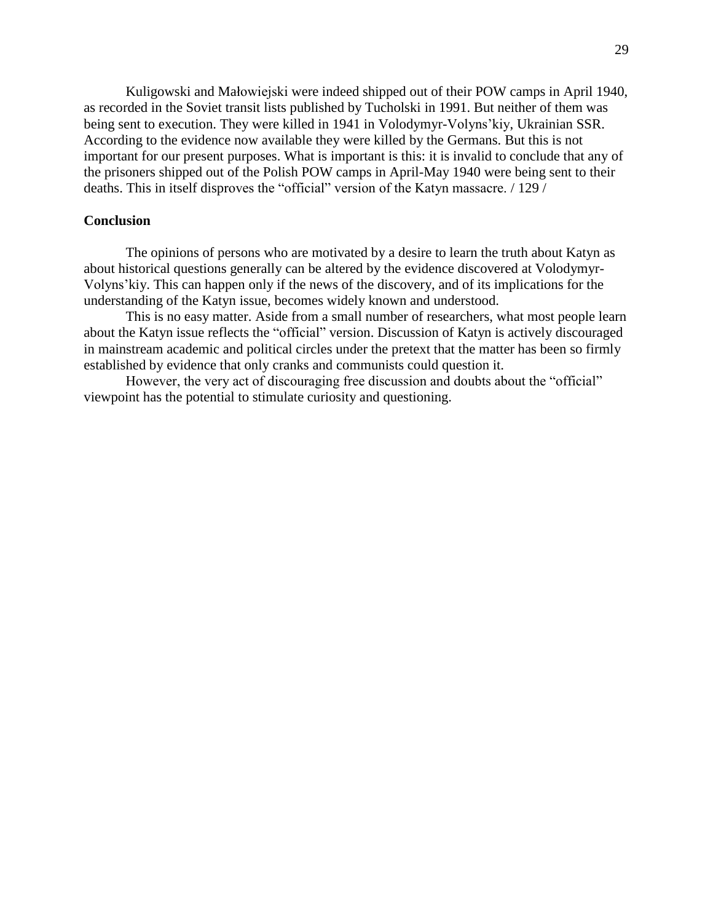Kuligowski and Małowiejski were indeed shipped out of their POW camps in April 1940, as recorded in the Soviet transit lists published by Tucholski in 1991. But neither of them was being sent to execution. They were killed in 1941 in Volodymyr-Volyns'kiy, Ukrainian SSR. According to the evidence now available they were killed by the Germans. But this is not important for our present purposes. What is important is this: it is invalid to conclude that any of the prisoners shipped out of the Polish POW camps in April-May 1940 were being sent to their deaths. This in itself disproves the "official" version of the Katyn massacre. / 129 /

**Conclusion**

The opinions of persons who are motivated by a desire to learn the truth about Katyn as about historical questions generally can be altered by the evidence discovered at Volodymyr-Volyns'kiy. This can happen only if the news of the discovery, and of its implications for the understanding of the Katyn issue, becomes widely known and understood.

This is no easy matter. Aside from a small number of researchers, what most people learn about the Katyn issue reflects the "official" version. Discussion of Katyn is actively discouraged in mainstream academic and political circles under the pretext that the matter has been so firmly established by evidence that only cranks and communists could question it.

However, the very act of discouraging free discussion and doubts about the "official" viewpoint has the potential to stimulate curiosity and questioning.